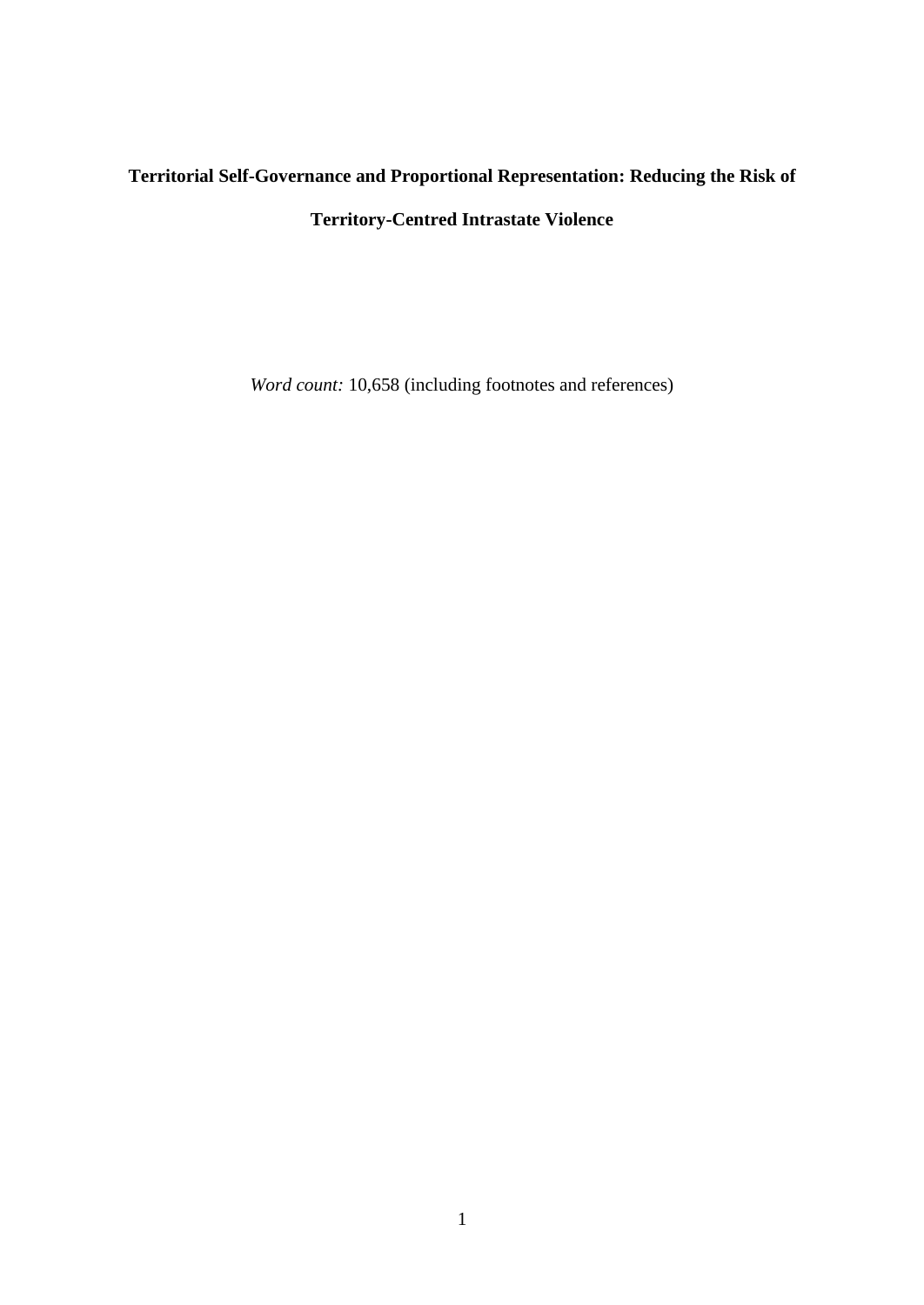# Territorial Self-Governance and Proportional Representation: Reducing the Risk of Territory-Centred Intrastate Violence

*Word count:* 10,658 (including footnotes and references)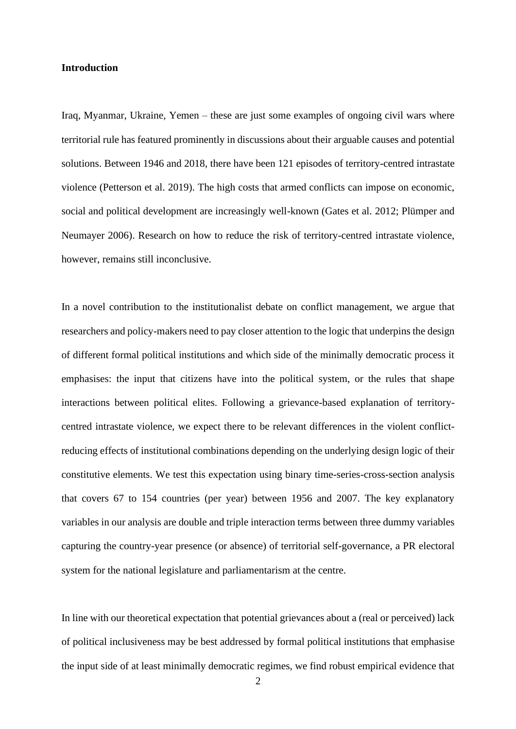**Introduction**

Iraq, Myanmar, Ukraine, Yemen – these are just some examples of ongoing civil wars where territorial rule has featured prominently in discussions about their arguable causes and potential solutions. Between 1946 and 2018, there have been 121 episodes of territory-centred intrastate violence (Petterson et al. 2019). The high costs that armed conflicts can impose on economic, social and political development are increasingly well-known (Gates et al. 2012; Plümper and Neumayer 2006). Research on how to reduce the risk of territory-centred intrastate violence, however, remains still inconclusive.

In a novel contribution to the institutionalist debate on conflict management, we argue that researchers and policy-makers need to pay closer attention to the logic that underpins the design of different formal political institutions and which side of the minimally democratic process it emphasises: the input that citizens have into the political system, or the rules that shape interactions between political elites. Following a grievance-based explanation of territory-centred intrastate violence, we expect there to be relevant differences in the violent conflict-reducing effects of institutional combinations depending on the underlying design logic of their constitutive elements. We test this expectation using binary time-series-cross-section analysis that covers 67 to 154 countries (per year) between 1956 and 2007. The key explanatory variables in our analysis are double and triple interaction terms between three dummy variables capturing the country-year presence (or absence) of territorial self-governance, a PR electoral system for the national legislature and parliamentarism at the centre.

In line with our theoretical expectation that potential grievances about a (real or perceived) lack of political inclusiveness may be best addressed by formal political institutions that emphasise the input side of at least minimally democratic regimes, we find robust empirical evidence that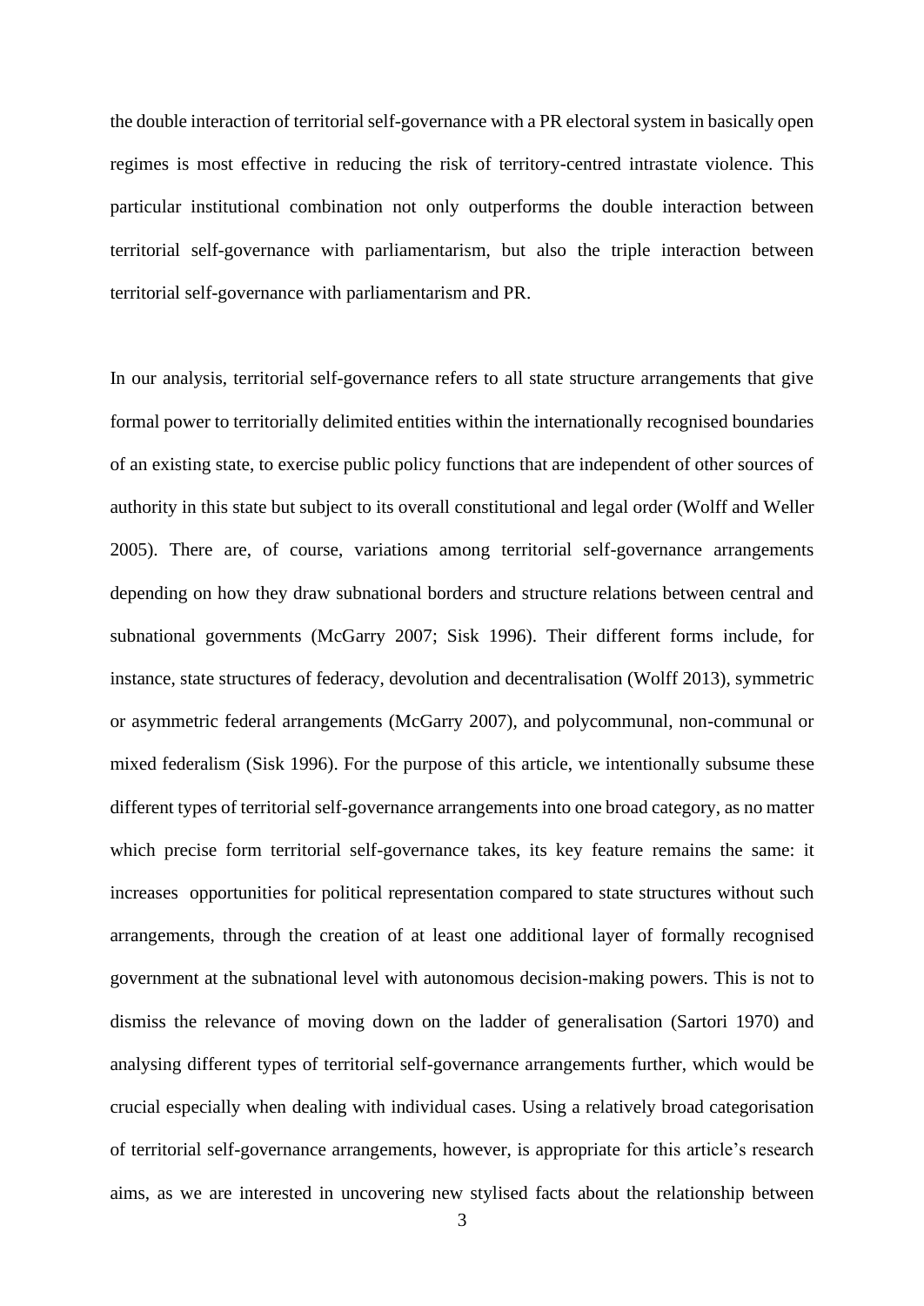the double interaction of territorial self-governance with a PR electoral system in basically open regimes is most effective in reducing the risk of territory-centred intrastate violence. This particular institutional combination not only outperforms the double interaction between territorial self-governance with parliamentarism, but also the triple interaction between territorial self-governance with parliamentarism and PR.

In our analysis, territorial self-governance refers to all state structure arrangements that give formal power to territorially delimited entities within the internationally recognised boundaries of an existing state, to exercise public policy functions that are independent of other sources of authority in this state but subject to its overall constitutional and legal order (Wolff and Weller 2005). There are, of course, variations among territorial self-governance arrangements depending on how they draw subnational borders and structure relations between central and subnational governments (McGarry 2007; Sisk 1996). Their different forms include, for instance, state structures of federacy, devolution and decentralisation (Wolff 2013), symmetric or asymmetric federal arrangements (McGarry 2007), and polycommunal, non-communal or mixed federalism (Sisk 1996). For the purpose of this article, we intentionally subsume these different types of territorial self-governance arrangements into one broad category, as no matter which precise form territorial self-governance takes, its key feature remains the same: it increases opportunities for political representation compared to state structures without such arrangements, through the creation of at least one additional layer of formally recognised government at the subnational level with autonomous decision-making powers. This is not to dismiss the relevance of moving down on the ladder of generalisation (Sartori 1970) and analysing different types of territorial self-governance arrangements further, which would be crucial especially when dealing with individual cases. Using a relatively broad categorisation of territorial self-governance arrangements, however, is appropriate for this article's research aims, as we are interested in uncovering new stylised facts about the relationship between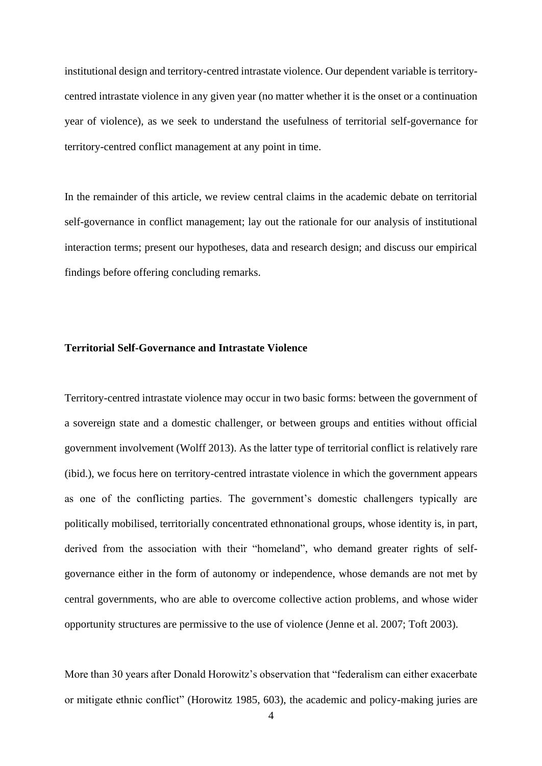institutional design and territory-centred intrastate violence. Our dependent variable is territory-centred intrastate violence in any given year (no matter whether it is the onset or a continuation year of violence), as we seek to understand the usefulness of territorial self-governance for territory-centred conflict management at any point in time.

In the remainder of this article, we review central claims in the academic debate on territorial self-governance in conflict management; lay out the rationale for our analysis of institutional interaction terms; present our hypotheses, data and research design; and discuss our empirical findings before offering concluding remarks.

## Territorial Self-Governance and Intrastate Violence

Territory-centred intrastate violence may occur in two basic forms: between the government of a sovereign state and a domestic challenger, or between groups and entities without official government involvement (Wolff 2013). As the latter type of territorial conflict is relatively rare (ibid.), we focus here on territory-centred intrastate violence in which the government appears as one of the conflicting parties. The government's domestic challengers typically are politically mobilised, territorially concentrated ethnonational groups, whose identity is, in part, derived from the association with their "homeland", who demand greater rights of self-governance either in the form of autonomy or independence, whose demands are not met by central governments, who are able to overcome collective action problems, and whose wider opportunity structures are permissive to the use of violence (Jenne et al. 2007; Toft 2003).

More than 30 years after Donald Horowitz's observation that "federalism can either exacerbate or mitigate ethnic conflict" (Horowitz 1985, 603), the academic and policy-making juries are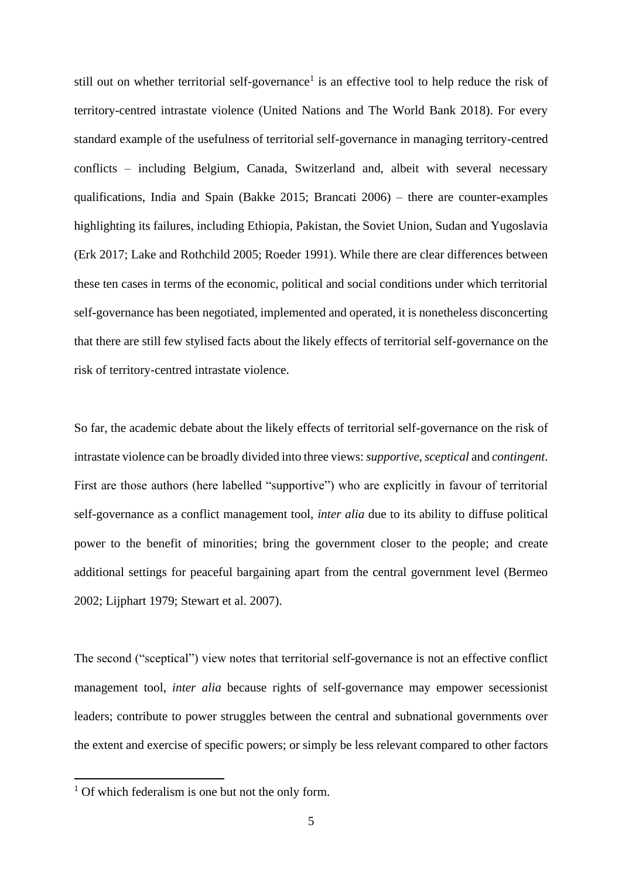still out on whether territorial self-governance[1] is an effective tool to help reduce the risk of territory-centred intrastate violence (United Nations and The World Bank 2018). For every standard example of the usefulness of territorial self-governance in managing territory-centred conflicts – including Belgium, Canada, Switzerland and, albeit with several necessary qualifications, India and Spain (Bakke 2015; Brancati 2006) – there are counter-examples highlighting its failures, including Ethiopia, Pakistan, the Soviet Union, Sudan and Yugoslavia (Erk 2017; Lake and Rothchild 2005; Roeder 1991). While there are clear differences between these ten cases in terms of the economic, political and social conditions under which territorial self-governance has been negotiated, implemented and operated, it is nonetheless disconcerting that there are still few stylised facts about the likely effects of territorial self-governance on the risk of territory-centred intrastate violence.

So far, the academic debate about the likely effects of territorial self-governance on the risk of intrastate violence can be broadly divided into three views: *supportive*, *sceptical* and *contingent*. First are those authors (here labelled "supportive") who are explicitly in favour of territorial self-governance as a conflict management tool, *inter alia* due to its ability to diffuse political power to the benefit of minorities; bring the government closer to the people; and create additional settings for peaceful bargaining apart from the central government level (Bermeo 2002; Lijphart 1979; Stewart et al. 2007).

The second ("sceptical") view notes that territorial self-governance is not an effective conflict management tool, *inter alia* because rights of self-governance may empower secessionist leaders; contribute to power struggles between the central and subnational governments over the extent and exercise of specific powers; or simply be less relevant compared to other factors

[1] Of which federalism is one but not the only form.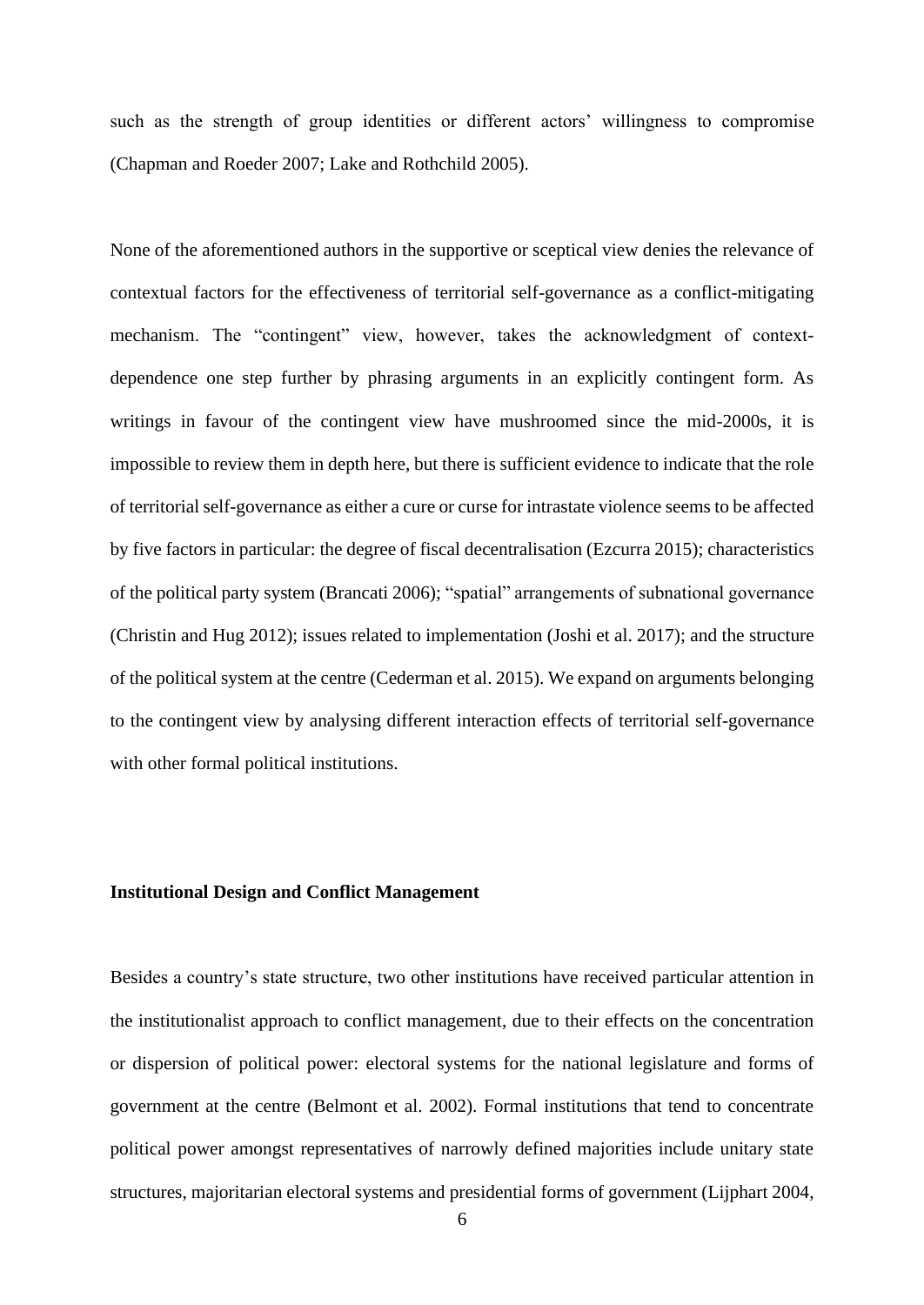such as the strength of group identities or different actors' willingness to compromise (Chapman and Roeder 2007; Lake and Rothchild 2005).

None of the aforementioned authors in the supportive or sceptical view denies the relevance of contextual factors for the effectiveness of territorial self-governance as a conflict-mitigating mechanism. The "contingent" view, however, takes the acknowledgment of context-dependence one step further by phrasing arguments in an explicitly contingent form. As writings in favour of the contingent view have mushroomed since the mid-2000s, it is impossible to review them in depth here, but there is sufficient evidence to indicate that the role of territorial self-governance as either a cure or curse for intrastate violence seems to be affected by five factors in particular: the degree of fiscal decentralisation (Ezcurra 2015); characteristics of the political party system (Brancati 2006); "spatial" arrangements of subnational governance (Christin and Hug 2012); issues related to implementation (Joshi et al. 2017); and the structure of the political system at the centre (Cederman et al. 2015). We expand on arguments belonging to the contingent view by analysing different interaction effects of territorial self-governance with other formal political institutions.

## Institutional Design and Conflict Management

Besides a country's state structure, two other institutions have received particular attention in the institutionalist approach to conflict management, due to their effects on the concentration or dispersion of political power: electoral systems for the national legislature and forms of government at the centre (Belmont et al. 2002). Formal institutions that tend to concentrate political power amongst representatives of narrowly defined majorities include unitary state structures, majoritarian electoral systems and presidential forms of government (Lijphart 2004,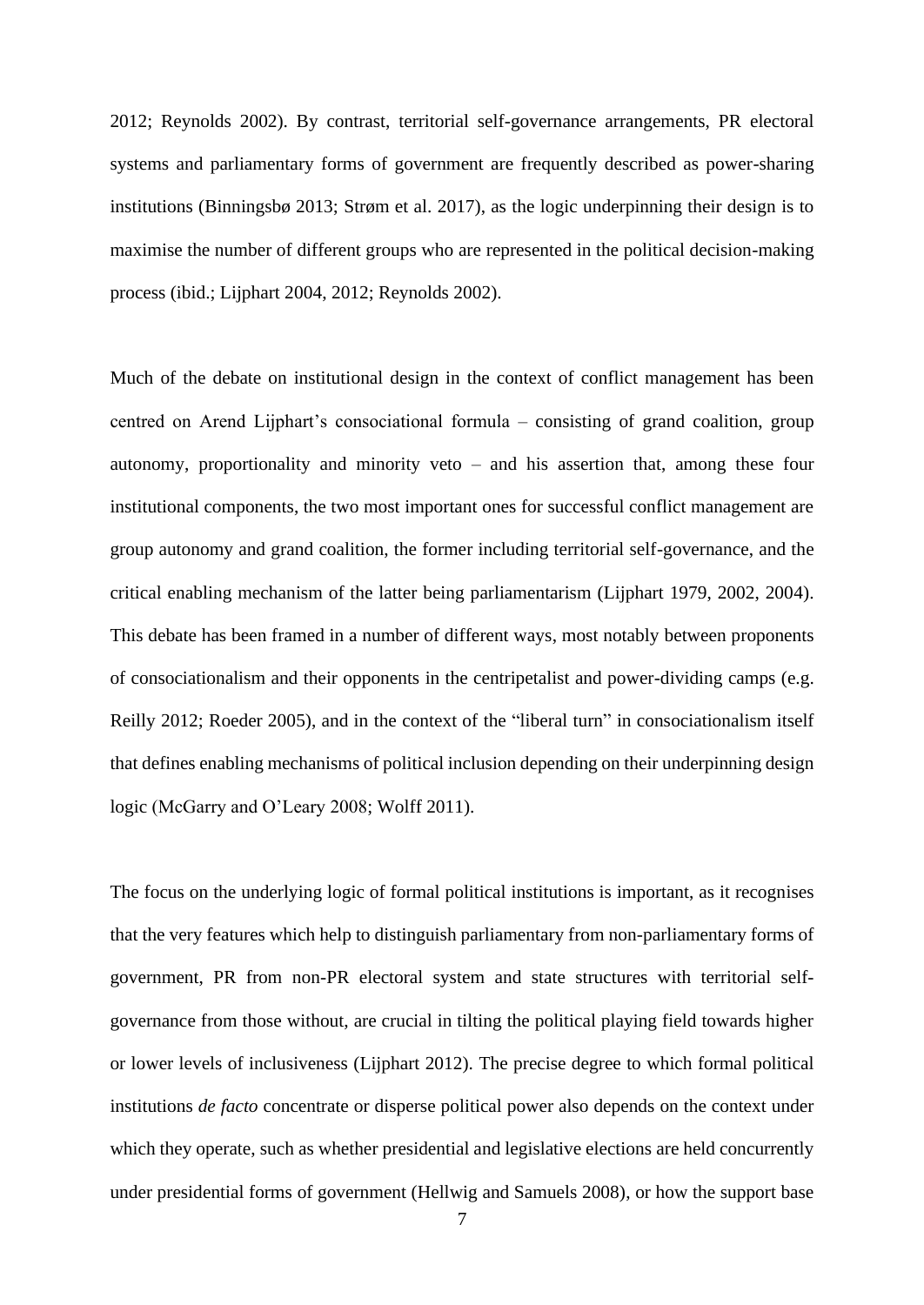2012; Reynolds 2002). By contrast, territorial self-governance arrangements, PR electoral systems and parliamentary forms of government are frequently described as power-sharing institutions (Binningsbø 2013; Strøm et al. 2017), as the logic underpinning their design is to maximise the number of different groups who are represented in the political decision-making process (ibid.; Lijphart 2004, 2012; Reynolds 2002).

Much of the debate on institutional design in the context of conflict management has been centred on Arend Lijphart's consociational formula – consisting of grand coalition, group autonomy, proportionality and minority veto – and his assertion that, among these four institutional components, the two most important ones for successful conflict management are group autonomy and grand coalition, the former including territorial self-governance, and the critical enabling mechanism of the latter being parliamentarism (Lijphart 1979, 2002, 2004). This debate has been framed in a number of different ways, most notably between proponents of consociationalism and their opponents in the centripetalist and power-dividing camps (e.g. Reilly 2012; Roeder 2005), and in the context of the "liberal turn" in consociationalism itself that defines enabling mechanisms of political inclusion depending on their underpinning design logic (McGarry and O'Leary 2008; Wolff 2011).

The focus on the underlying logic of formal political institutions is important, as it recognises that the very features which help to distinguish parliamentary from non-parliamentary forms of government, PR from non-PR electoral system and state structures with territorial self-governance from those without, are crucial in tilting the political playing field towards higher or lower levels of inclusiveness (Lijphart 2012). The precise degree to which formal political institutions *de facto* concentrate or disperse political power also depends on the context under which they operate, such as whether presidential and legislative elections are held concurrently under presidential forms of government (Hellwig and Samuels 2008), or how the support base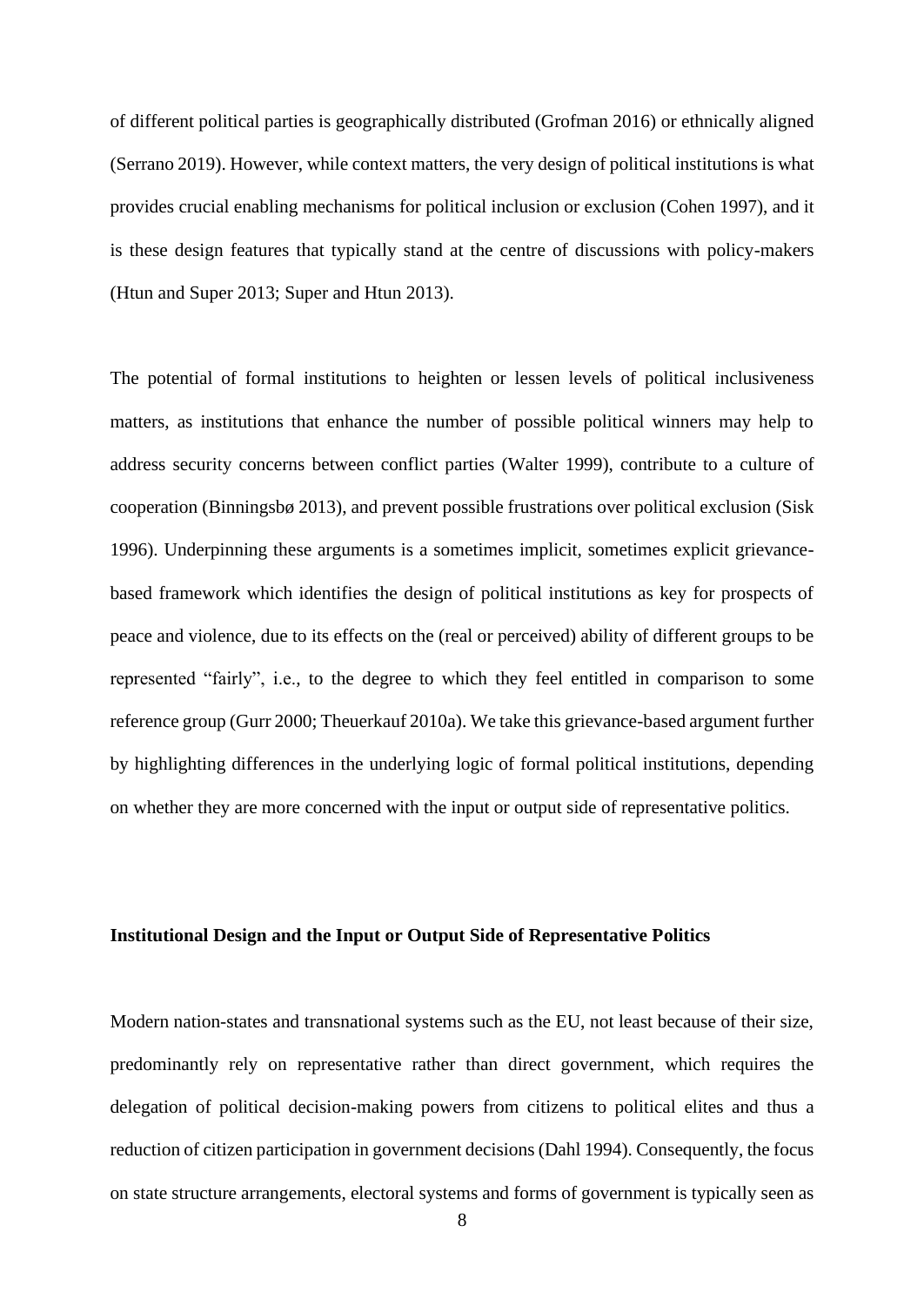of different political parties is geographically distributed (Grofman 2016) or ethnically aligned (Serrano 2019). However, while context matters, the very design of political institutions is what provides crucial enabling mechanisms for political inclusion or exclusion (Cohen 1997), and it is these design features that typically stand at the centre of discussions with policy-makers (Htun and Super 2013; Super and Htun 2013).

The potential of formal institutions to heighten or lessen levels of political inclusiveness matters, as institutions that enhance the number of possible political winners may help to address security concerns between conflict parties (Walter 1999), contribute to a culture of cooperation (Binningsbø 2013), and prevent possible frustrations over political exclusion (Sisk 1996). Underpinning these arguments is a sometimes implicit, sometimes explicit grievance-based framework which identifies the design of political institutions as key for prospects of peace and violence, due to its effects on the (real or perceived) ability of different groups to be represented "fairly", i.e., to the degree to which they feel entitled in comparison to some reference group (Gurr 2000; Theuerkauf 2010a). We take this grievance-based argument further by highlighting differences in the underlying logic of formal political institutions, depending on whether they are more concerned with the input or output side of representative politics.

**Institutional Design and the Input or Output Side of Representative Politics**

Modern nation-states and transnational systems such as the EU, not least because of their size, predominantly rely on representative rather than direct government, which requires the delegation of political decision-making powers from citizens to political elites and thus a reduction of citizen participation in government decisions (Dahl 1994). Consequently, the focus on state structure arrangements, electoral systems and forms of government is typically seen as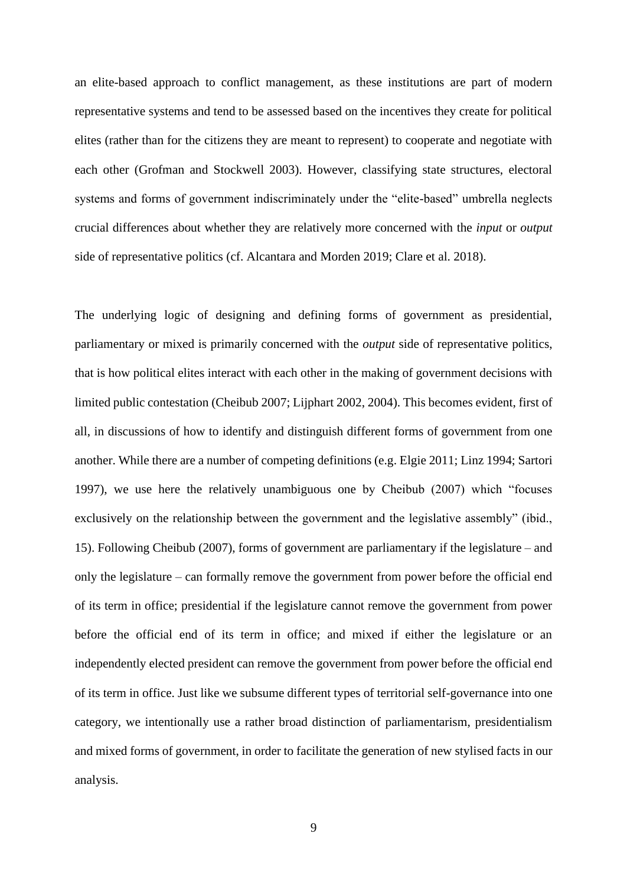an elite-based approach to conflict management, as these institutions are part of modern representative systems and tend to be assessed based on the incentives they create for political elites (rather than for the citizens they are meant to represent) to cooperate and negotiate with each other (Grofman and Stockwell 2003). However, classifying state structures, electoral systems and forms of government indiscriminately under the "elite-based" umbrella neglects crucial differences about whether they are relatively more concerned with the *input* or *output* side of representative politics (cf. Alcantara and Morden 2019; Clare et al. 2018).

The underlying logic of designing and defining forms of government as presidential, parliamentary or mixed is primarily concerned with the *output* side of representative politics, that is how political elites interact with each other in the making of government decisions with limited public contestation (Cheibub 2007; Lijphart 2002, 2004). This becomes evident, first of all, in discussions of how to identify and distinguish different forms of government from one another. While there are a number of competing definitions (e.g. Elgie 2011; Linz 1994; Sartori 1997), we use here the relatively unambiguous one by Cheibub (2007) which "focuses exclusively on the relationship between the government and the legislative assembly" (ibid., 15). Following Cheibub (2007), forms of government are parliamentary if the legislature – and only the legislature – can formally remove the government from power before the official end of its term in office; presidential if the legislature cannot remove the government from power before the official end of its term in office; and mixed if either the legislature or an independently elected president can remove the government from power before the official end of its term in office. Just like we subsume different types of territorial self-governance into one category, we intentionally use a rather broad distinction of parliamentarism, presidentialism and mixed forms of government, in order to facilitate the generation of new stylised facts in our analysis.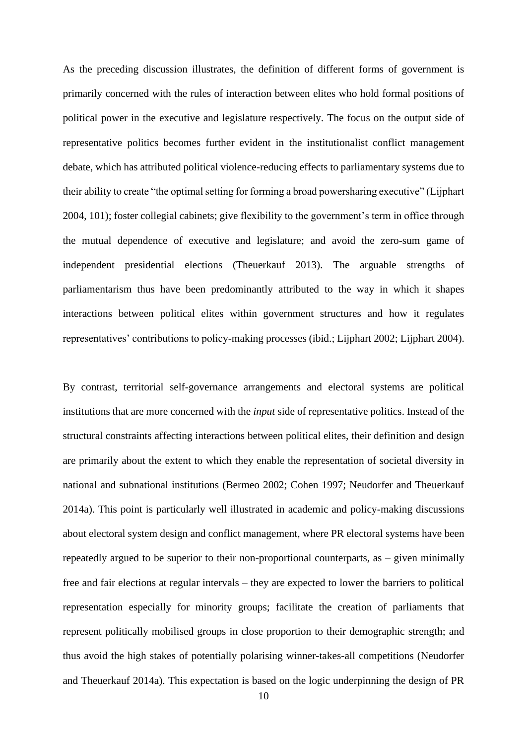As the preceding discussion illustrates, the definition of different forms of government is primarily concerned with the rules of interaction between elites who hold formal positions of political power in the executive and legislature respectively. The focus on the output side of representative politics becomes further evident in the institutionalist conflict management debate, which has attributed political violence-reducing effects to parliamentary systems due to their ability to create "the optimal setting for forming a broad powersharing executive" (Lijphart 2004, 101); foster collegial cabinets; give flexibility to the government's term in office through the mutual dependence of executive and legislature; and avoid the zero-sum game of independent presidential elections (Theuerkauf 2013). The arguable strengths of parliamentarism thus have been predominantly attributed to the way in which it shapes interactions between political elites within government structures and how it regulates representatives' contributions to policy-making processes (ibid.; Lijphart 2002; Lijphart 2004).

By contrast, territorial self-governance arrangements and electoral systems are political institutions that are more concerned with the *input* side of representative politics. Instead of the structural constraints affecting interactions between political elites, their definition and design are primarily about the extent to which they enable the representation of societal diversity in national and subnational institutions (Bermeo 2002; Cohen 1997; Neudorfer and Theuerkauf 2014a). This point is particularly well illustrated in academic and policy-making discussions about electoral system design and conflict management, where PR electoral systems have been repeatedly argued to be superior to their non-proportional counterparts, as – given minimally free and fair elections at regular intervals – they are expected to lower the barriers to political representation especially for minority groups; facilitate the creation of parliaments that represent politically mobilised groups in close proportion to their demographic strength; and thus avoid the high stakes of potentially polarising winner-takes-all competitions (Neudorfer and Theuerkauf 2014a). This expectation is based on the logic underpinning the design of PR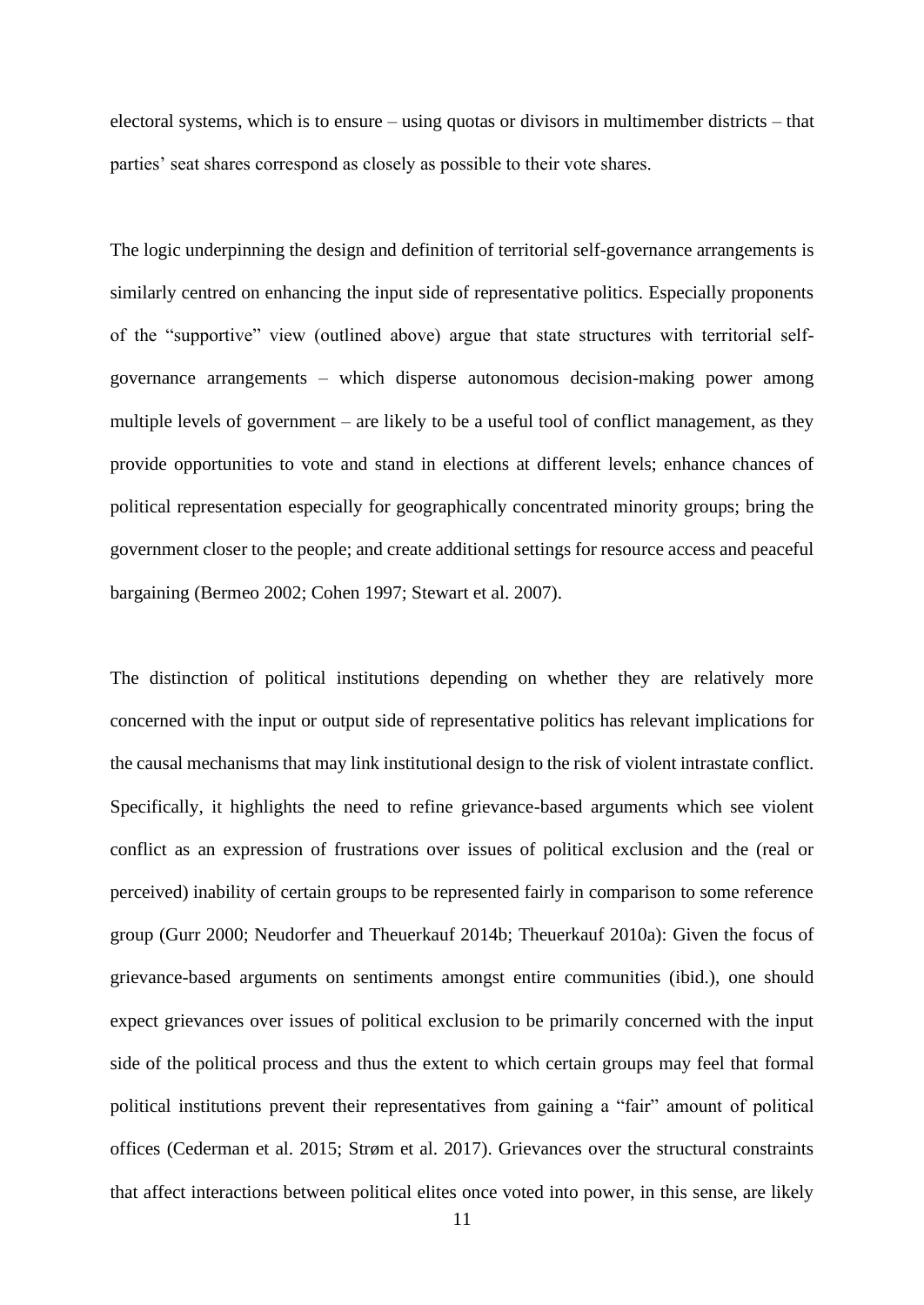electoral systems, which is to ensure – using quotas or divisors in multimember districts – that parties' seat shares correspond as closely as possible to their vote shares.

The logic underpinning the design and definition of territorial self-governance arrangements is similarly centred on enhancing the input side of representative politics. Especially proponents of the "supportive" view (outlined above) argue that state structures with territorial self-governance arrangements – which disperse autonomous decision-making power among multiple levels of government – are likely to be a useful tool of conflict management, as they provide opportunities to vote and stand in elections at different levels; enhance chances of political representation especially for geographically concentrated minority groups; bring the government closer to the people; and create additional settings for resource access and peaceful bargaining (Bermeo 2002; Cohen 1997; Stewart et al. 2007).

The distinction of political institutions depending on whether they are relatively more concerned with the input or output side of representative politics has relevant implications for the causal mechanisms that may link institutional design to the risk of violent intrastate conflict. Specifically, it highlights the need to refine grievance-based arguments which see violent conflict as an expression of frustrations over issues of political exclusion and the (real or perceived) inability of certain groups to be represented fairly in comparison to some reference group (Gurr 2000; Neudorfer and Theuerkauf 2014b; Theuerkauf 2010a): Given the focus of grievance-based arguments on sentiments amongst entire communities (ibid.), one should expect grievances over issues of political exclusion to be primarily concerned with the input side of the political process and thus the extent to which certain groups may feel that formal political institutions prevent their representatives from gaining a "fair" amount of political offices (Cederman et al. 2015; Strøm et al. 2017). Grievances over the structural constraints that affect interactions between political elites once voted into power, in this sense, are likely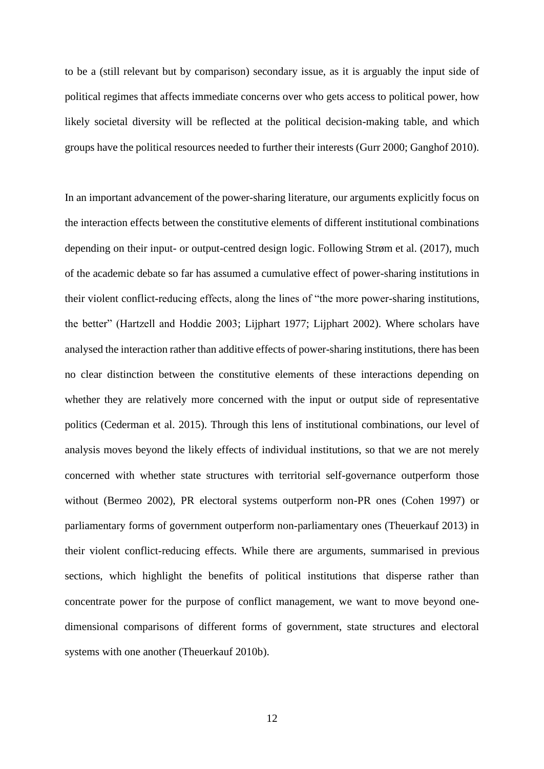to be a (still relevant but by comparison) secondary issue, as it is arguably the input side of political regimes that affects immediate concerns over who gets access to political power, how likely societal diversity will be reflected at the political decision-making table, and which groups have the political resources needed to further their interests (Gurr 2000; Ganghof 2010).

In an important advancement of the power-sharing literature, our arguments explicitly focus on the interaction effects between the constitutive elements of different institutional combinations depending on their input- or output-centred design logic. Following Strøm et al. (2017), much of the academic debate so far has assumed a cumulative effect of power-sharing institutions in their violent conflict-reducing effects, along the lines of "the more power-sharing institutions, the better" (Hartzell and Hoddie 2003; Lijphart 1977; Lijphart 2002). Where scholars have analysed the interaction rather than additive effects of power-sharing institutions, there has been no clear distinction between the constitutive elements of these interactions depending on whether they are relatively more concerned with the input or output side of representative politics (Cederman et al. 2015). Through this lens of institutional combinations, our level of analysis moves beyond the likely effects of individual institutions, so that we are not merely concerned with whether state structures with territorial self-governance outperform those without (Bermeo 2002), PR electoral systems outperform non-PR ones (Cohen 1997) or parliamentary forms of government outperform non-parliamentary ones (Theuerkauf 2013) in their violent conflict-reducing effects. While there are arguments, summarised in previous sections, which highlight the benefits of political institutions that disperse rather than concentrate power for the purpose of conflict management, we want to move beyond one-dimensional comparisons of different forms of government, state structures and electoral systems with one another (Theuerkauf 2010b).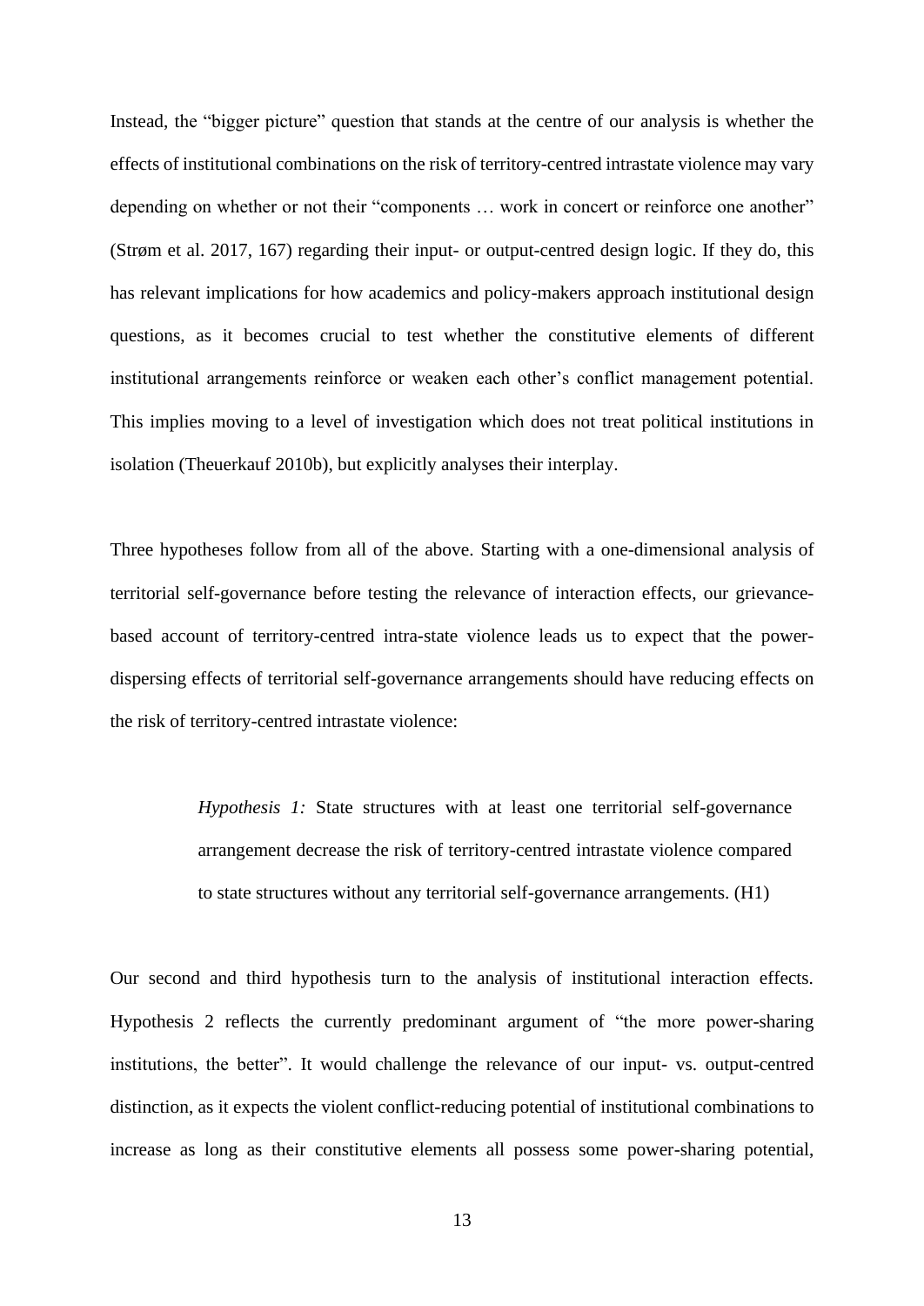Instead, the "bigger picture" question that stands at the centre of our analysis is whether the effects of institutional combinations on the risk of territory-centred intrastate violence may vary depending on whether or not their "components … work in concert or reinforce one another" (Strøm et al. 2017, 167) regarding their input- or output-centred design logic. If they do, this has relevant implications for how academics and policy-makers approach institutional design questions, as it becomes crucial to test whether the constitutive elements of different institutional arrangements reinforce or weaken each other's conflict management potential. This implies moving to a level of investigation which does not treat political institutions in isolation (Theuerkauf 2010b), but explicitly analyses their interplay.

Three hypotheses follow from all of the above. Starting with a one-dimensional analysis of territorial self-governance before testing the relevance of interaction effects, our grievance-based account of territory-centred intra-state violence leads us to expect that the power-dispersing effects of territorial self-governance arrangements should have reducing effects on the risk of territory-centred intrastate violence:

> *Hypothesis 1:* State structures with at least one territorial self-governance arrangement decrease the risk of territory-centred intrastate violence compared to state structures without any territorial self-governance arrangements. (H1)

Our second and third hypothesis turn to the analysis of institutional interaction effects. Hypothesis 2 reflects the currently predominant argument of "the more power-sharing institutions, the better". It would challenge the relevance of our input- vs. output-centred distinction, as it expects the violent conflict-reducing potential of institutional combinations to increase as long as their constitutive elements all possess some power-sharing potential,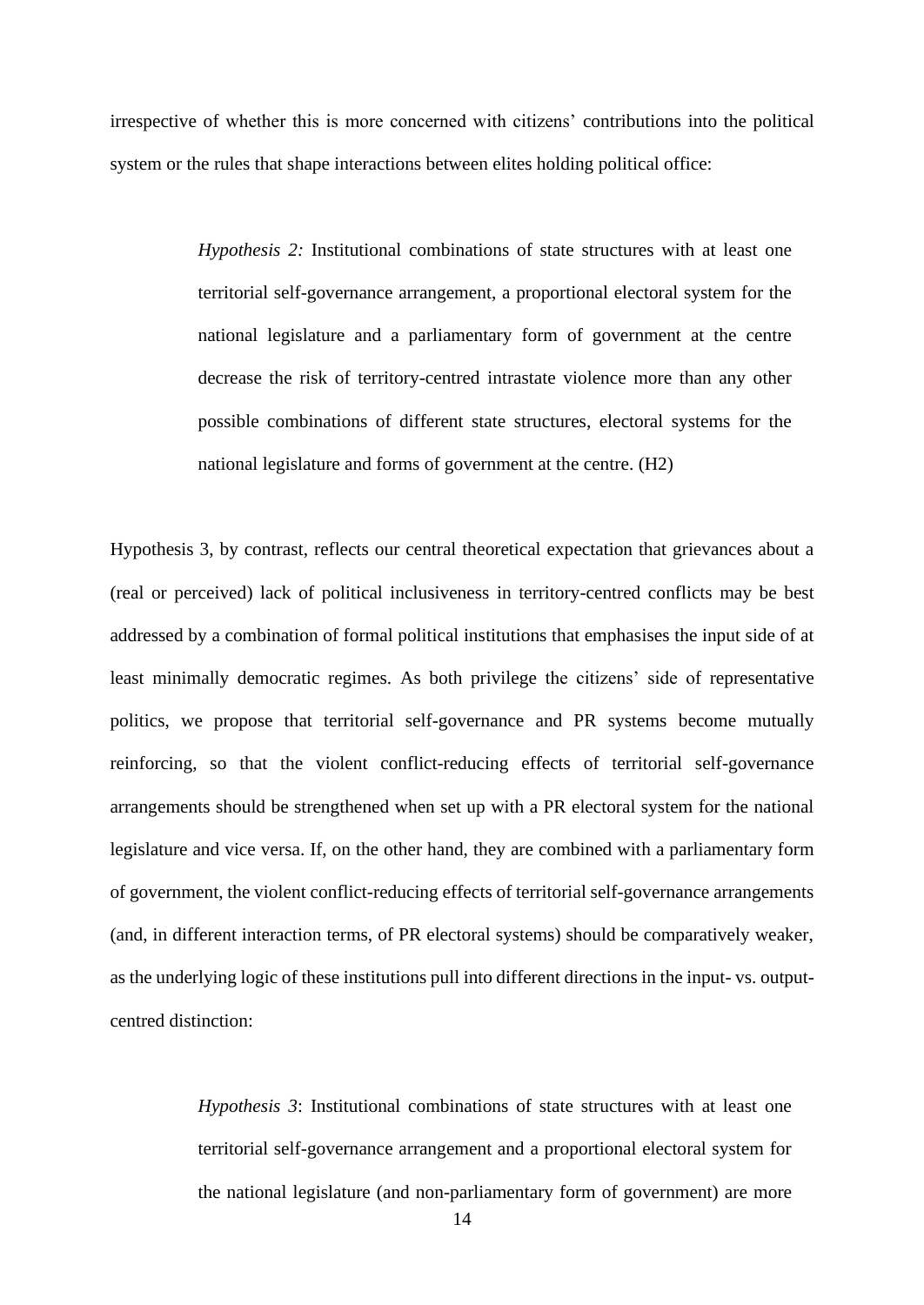irrespective of whether this is more concerned with citizens' contributions into the political system or the rules that shape interactions between elites holding political office:

> *Hypothesis 2:* Institutional combinations of state structures with at least one territorial self-governance arrangement, a proportional electoral system for the national legislature and a parliamentary form of government at the centre decrease the risk of territory-centred intrastate violence more than any other possible combinations of different state structures, electoral systems for the national legislature and forms of government at the centre. (H2)

Hypothesis 3, by contrast, reflects our central theoretical expectation that grievances about a (real or perceived) lack of political inclusiveness in territory-centred conflicts may be best addressed by a combination of formal political institutions that emphasises the input side of at least minimally democratic regimes. As both privilege the citizens' side of representative politics, we propose that territorial self-governance and PR systems become mutually reinforcing, so that the violent conflict-reducing effects of territorial self-governance arrangements should be strengthened when set up with a PR electoral system for the national legislature and vice versa. If, on the other hand, they are combined with a parliamentary form of government, the violent conflict-reducing effects of territorial self-governance arrangements (and, in different interaction terms, of PR electoral systems) should be comparatively weaker, as the underlying logic of these institutions pull into different directions in the input- vs. output-centred distinction:

> *Hypothesis 3*: Institutional combinations of state structures with at least one territorial self-governance arrangement and a proportional electoral system for the national legislature (and non-parliamentary form of government) are more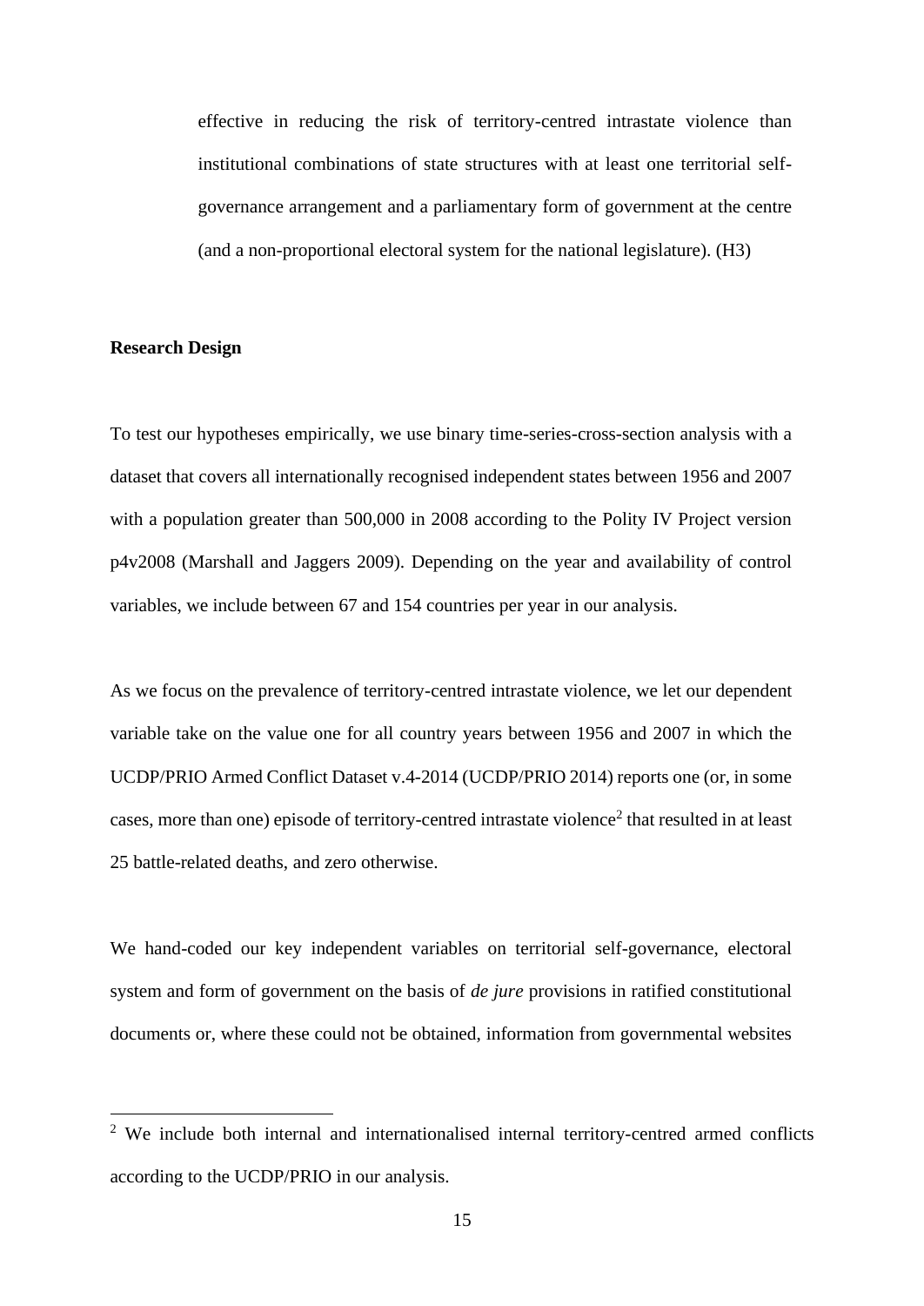effective in reducing the risk of territory-centred intrastate violence than institutional combinations of state structures with at least one territorial self-governance arrangement and a parliamentary form of government at the centre (and a non-proportional electoral system for the national legislature). (H3)

**Research Design**

To test our hypotheses empirically, we use binary time-series-cross-section analysis with a dataset that covers all internationally recognised independent states between 1956 and 2007 with a population greater than 500,000 in 2008 according to the Polity IV Project version p4v2008 (Marshall and Jaggers 2009). Depending on the year and availability of control variables, we include between 67 and 154 countries per year in our analysis.

As we focus on the prevalence of territory-centred intrastate violence, we let our dependent variable take on the value one for all country years between 1956 and 2007 in which the UCDP/PRIO Armed Conflict Dataset v.4-2014 (UCDP/PRIO 2014) reports one (or, in some cases, more than one) episode of territory-centred intrastate violence[2] that resulted in at least 25 battle-related deaths, and zero otherwise.

We hand-coded our key independent variables on territorial self-governance, electoral system and form of government on the basis of *de jure* provisions in ratified constitutional documents or, where these could not be obtained, information from governmental websites

[2] We include both internal and internationalised internal territory-centred armed conflicts according to the UCDP/PRIO in our analysis.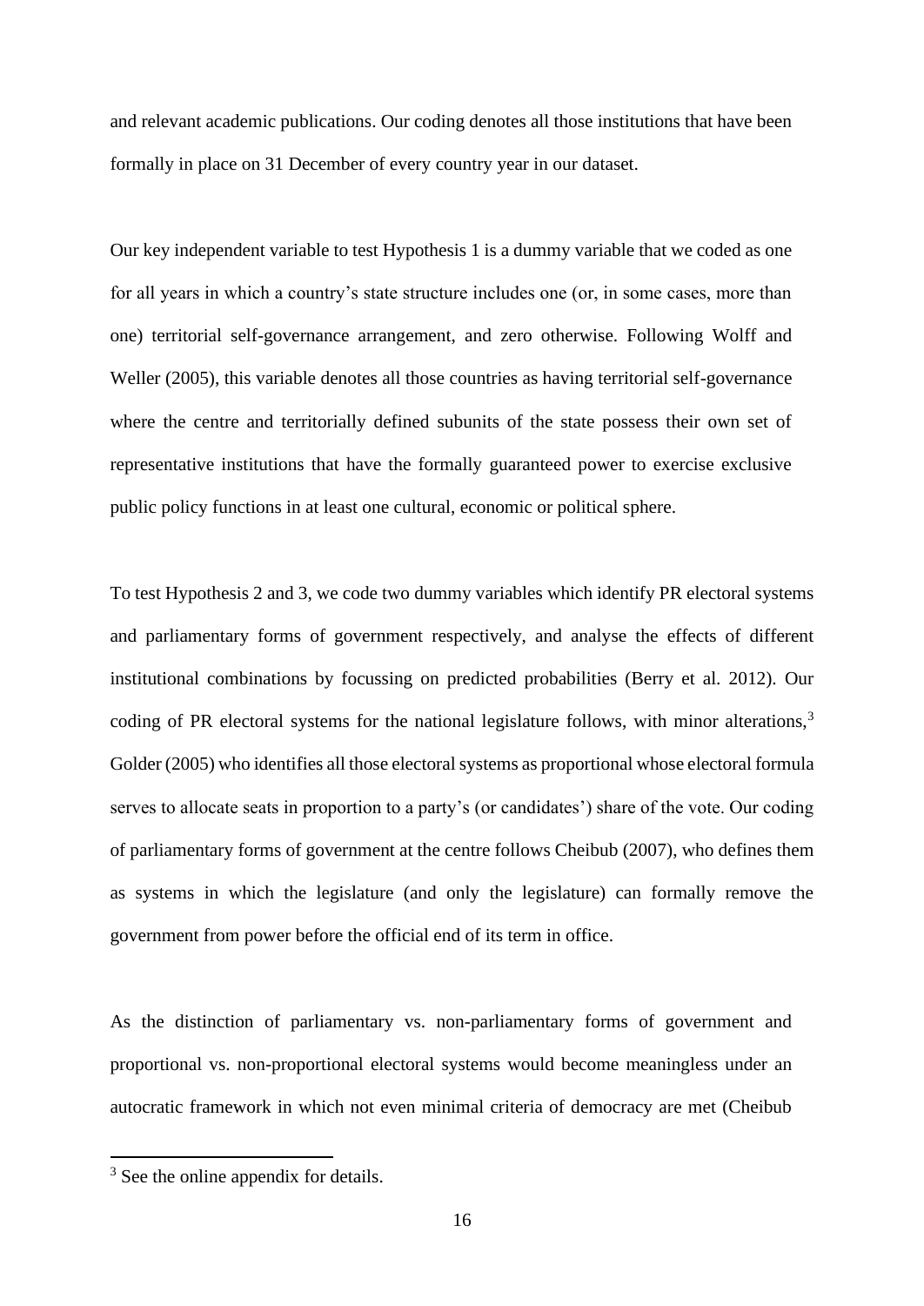and relevant academic publications. Our coding denotes all those institutions that have been formally in place on 31 December of every country year in our dataset.

Our key independent variable to test Hypothesis 1 is a dummy variable that we coded as one for all years in which a country's state structure includes one (or, in some cases, more than one) territorial self-governance arrangement, and zero otherwise. Following Wolff and Weller (2005), this variable denotes all those countries as having territorial self-governance where the centre and territorially defined subunits of the state possess their own set of representative institutions that have the formally guaranteed power to exercise exclusive public policy functions in at least one cultural, economic or political sphere.

To test Hypothesis 2 and 3, we code two dummy variables which identify PR electoral systems and parliamentary forms of government respectively, and analyse the effects of different institutional combinations by focussing on predicted probabilities (Berry et al. 2012). Our coding of PR electoral systems for the national legislature follows, with minor alterations,[3] Golder (2005) who identifies all those electoral systems as proportional whose electoral formula serves to allocate seats in proportion to a party's (or candidates') share of the vote. Our coding of parliamentary forms of government at the centre follows Cheibub (2007), who defines them as systems in which the legislature (and only the legislature) can formally remove the government from power before the official end of its term in office.

As the distinction of parliamentary vs. non-parliamentary forms of government and proportional vs. non-proportional electoral systems would become meaningless under an autocratic framework in which not even minimal criteria of democracy are met (Cheibub

[3] See the online appendix for details.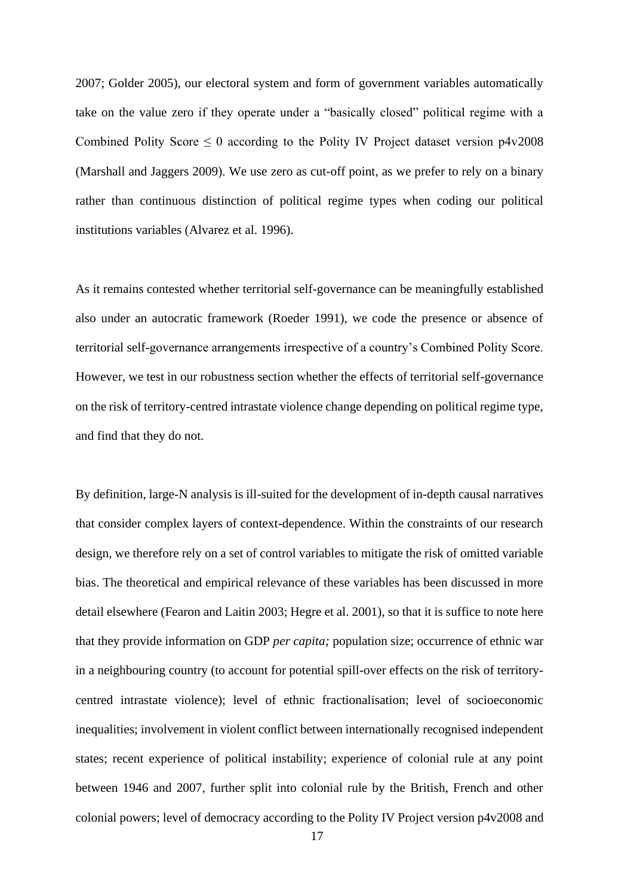2007; Golder 2005), our electoral system and form of government variables automatically take on the value zero if they operate under a "basically closed" political regime with a Combined Polity Score $\leq 0$ according to the Polity IV Project dataset version p4v2008 (Marshall and Jaggers 2009). We use zero as cut-off point, as we prefer to rely on a binary rather than continuous distinction of political regime types when coding our political institutions variables (Alvarez et al. 1996).

As it remains contested whether territorial self-governance can be meaningfully established also under an autocratic framework (Roeder 1991), we code the presence or absence of territorial self-governance arrangements irrespective of a country's Combined Polity Score. However, we test in our robustness section whether the effects of territorial self-governance on the risk of territory-centred intrastate violence change depending on political regime type, and find that they do not.

By definition, large-N analysis is ill-suited for the development of in-depth causal narratives that consider complex layers of context-dependence. Within the constraints of our research design, we therefore rely on a set of control variables to mitigate the risk of omitted variable bias. The theoretical and empirical relevance of these variables has been discussed in more detail elsewhere (Fearon and Laitin 2003; Hegre et al. 2001), so that it is suffice to note here that they provide information on GDP *per capita;* population size; occurrence of ethnic war in a neighbouring country (to account for potential spill-over effects on the risk of territory-centred intrastate violence); level of ethnic fractionalisation; level of socioeconomic inequalities; involvement in violent conflict between internationally recognised independent states; recent experience of political instability; experience of colonial rule at any point between 1946 and 2007, further split into colonial rule by the British, French and other colonial powers; level of democracy according to the Polity IV Project version p4v2008 and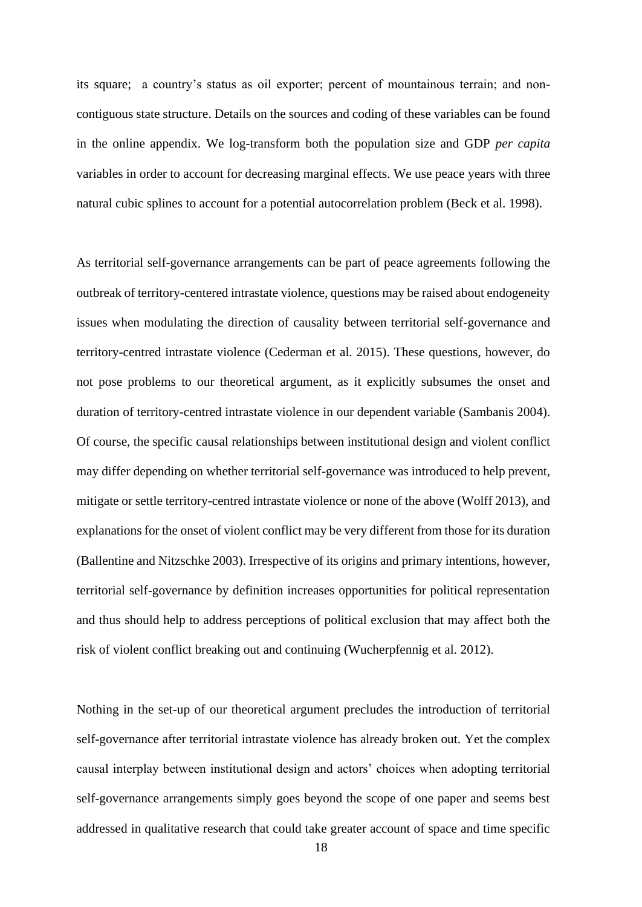its square; a country's status as oil exporter; percent of mountainous terrain; and non-contiguous state structure. Details on the sources and coding of these variables can be found in the online appendix. We log-transform both the population size and GDP *per capita* variables in order to account for decreasing marginal effects. We use peace years with three natural cubic splines to account for a potential autocorrelation problem (Beck et al. 1998).

As territorial self-governance arrangements can be part of peace agreements following the outbreak of territory-centered intrastate violence, questions may be raised about endogeneity issues when modulating the direction of causality between territorial self-governance and territory-centred intrastate violence (Cederman et al. 2015). These questions, however, do not pose problems to our theoretical argument, as it explicitly subsumes the onset and duration of territory-centred intrastate violence in our dependent variable (Sambanis 2004). Of course, the specific causal relationships between institutional design and violent conflict may differ depending on whether territorial self-governance was introduced to help prevent, mitigate or settle territory-centred intrastate violence or none of the above (Wolff 2013), and explanations for the onset of violent conflict may be very different from those for its duration (Ballentine and Nitzschke 2003). Irrespective of its origins and primary intentions, however, territorial self-governance by definition increases opportunities for political representation and thus should help to address perceptions of political exclusion that may affect both the risk of violent conflict breaking out and continuing (Wucherpfennig et al. 2012).

Nothing in the set-up of our theoretical argument precludes the introduction of territorial self-governance after territorial intrastate violence has already broken out. Yet the complex causal interplay between institutional design and actors' choices when adopting territorial self-governance arrangements simply goes beyond the scope of one paper and seems best addressed in qualitative research that could take greater account of space and time specific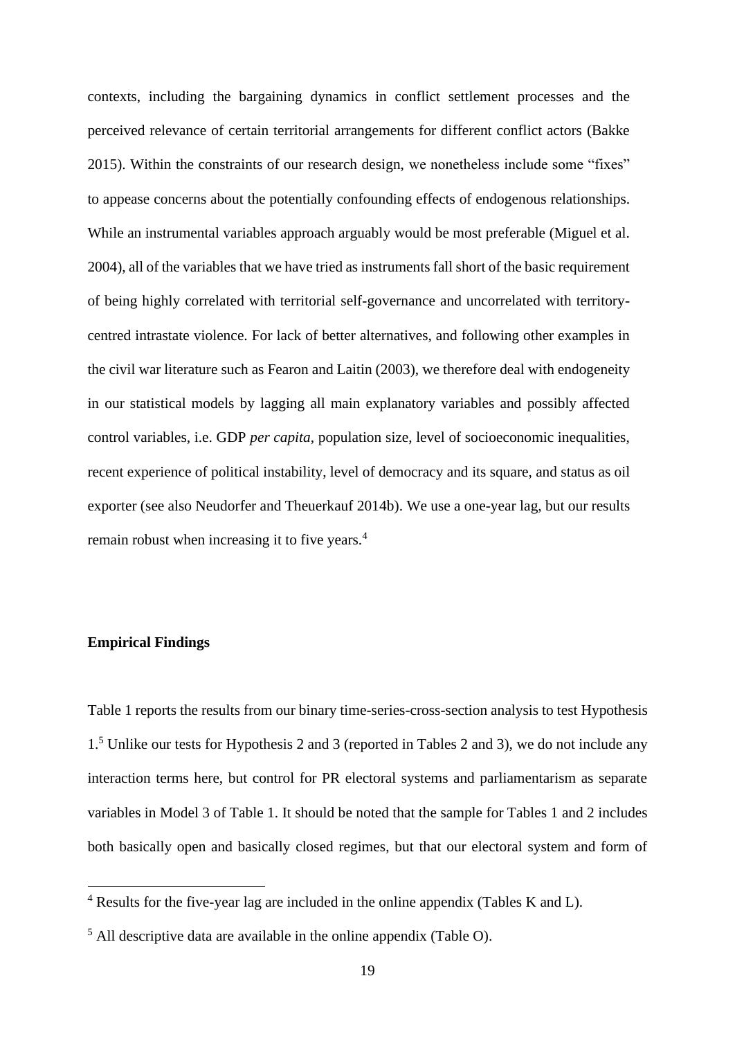contexts, including the bargaining dynamics in conflict settlement processes and the perceived relevance of certain territorial arrangements for different conflict actors (Bakke 2015). Within the constraints of our research design, we nonetheless include some "fixes" to appease concerns about the potentially confounding effects of endogenous relationships. While an instrumental variables approach arguably would be most preferable (Miguel et al. 2004), all of the variables that we have tried as instruments fall short of the basic requirement of being highly correlated with territorial self-governance and uncorrelated with territory-centred intrastate violence. For lack of better alternatives, and following other examples in the civil war literature such as Fearon and Laitin (2003), we therefore deal with endogeneity in our statistical models by lagging all main explanatory variables and possibly affected control variables, i.e. GDP *per capita*, population size, level of socioeconomic inequalities, recent experience of political instability, level of democracy and its square, and status as oil exporter (see also Neudorfer and Theuerkauf 2014b). We use a one-year lag, but our results remain robust when increasing it to five years.[4]

## Empirical Findings

Table 1 reports the results from our binary time-series-cross-section analysis to test Hypothesis 1.[5] Unlike our tests for Hypothesis 2 and 3 (reported in Tables 2 and 3), we do not include any interaction terms here, but control for PR electoral systems and parliamentarism as separate variables in Model 3 of Table 1. It should be noted that the sample for Tables 1 and 2 includes both basically open and basically closed regimes, but that our electoral system and form of

---

[4] Results for the five-year lag are included in the online appendix (Tables K and L).

[5] All descriptive data are available in the online appendix (Table O).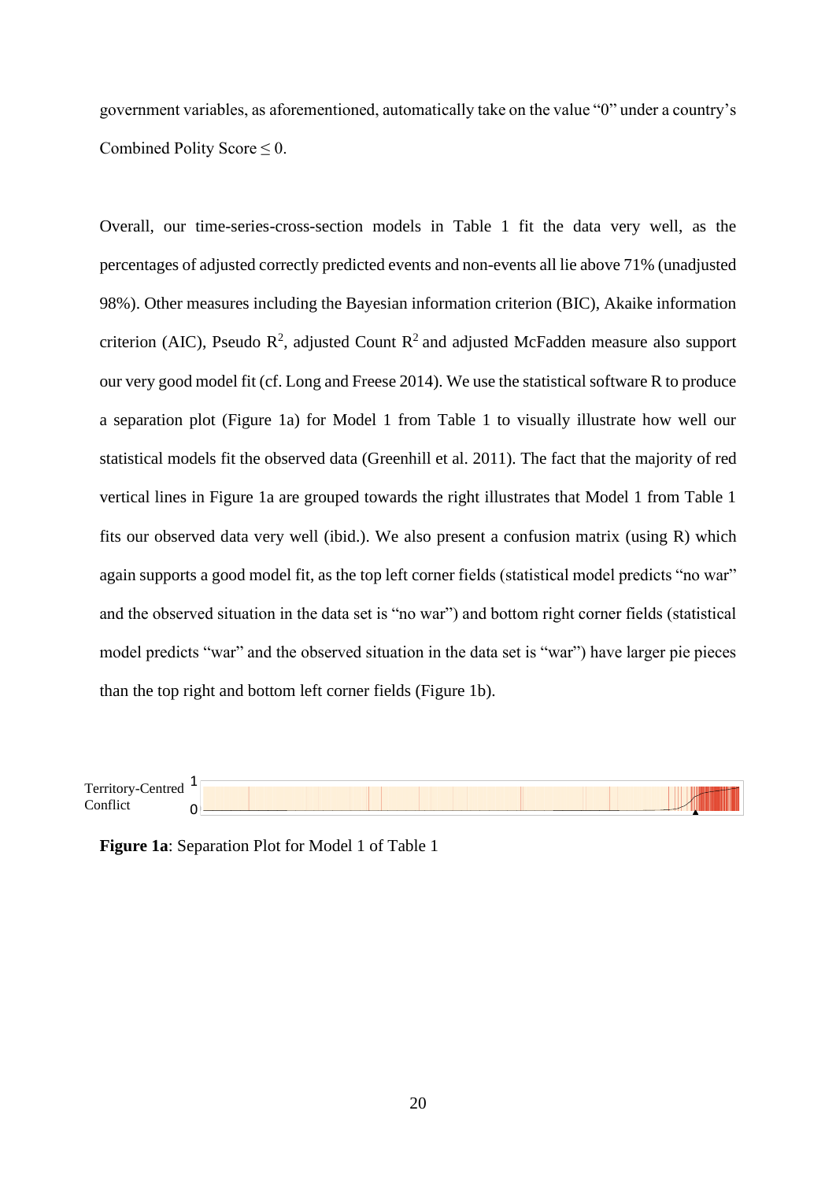government variables, as aforementioned, automatically take on the value "0" under a country's Combined Polity Score ≤ 0.

Overall, our time-series-cross-section models in Table 1 fit the data very well, as the percentages of adjusted correctly predicted events and non-events all lie above 71% (unadjusted 98%). Other measures including the Bayesian information criterion (BIC), Akaike information criterion (AIC), Pseudo $R^2$, adjusted Count $R^2$ and adjusted McFadden measure also support our very good model fit (cf. Long and Freese 2014). We use the statistical software R to produce a separation plot (Figure 1a) for Model 1 from Table 1 to visually illustrate how well our statistical models fit the observed data (Greenhill et al. 2011). The fact that the majority of red vertical lines in Figure 1a are grouped towards the right illustrates that Model 1 from Table 1 fits our observed data very well (ibid.). We also present a confusion matrix (using R) which again supports a good model fit, as the top left corner fields (statistical model predicts "no war" and the observed situation in the data set is "no war") and bottom right corner fields (statistical model predicts "war" and the observed situation in the data set is "war") have larger pie pieces than the top right and bottom left corner fields (Figure 1b).

Territory-Centred Conflict 1 0

**Figure 1a**: Separation Plot for Model 1 of Table 1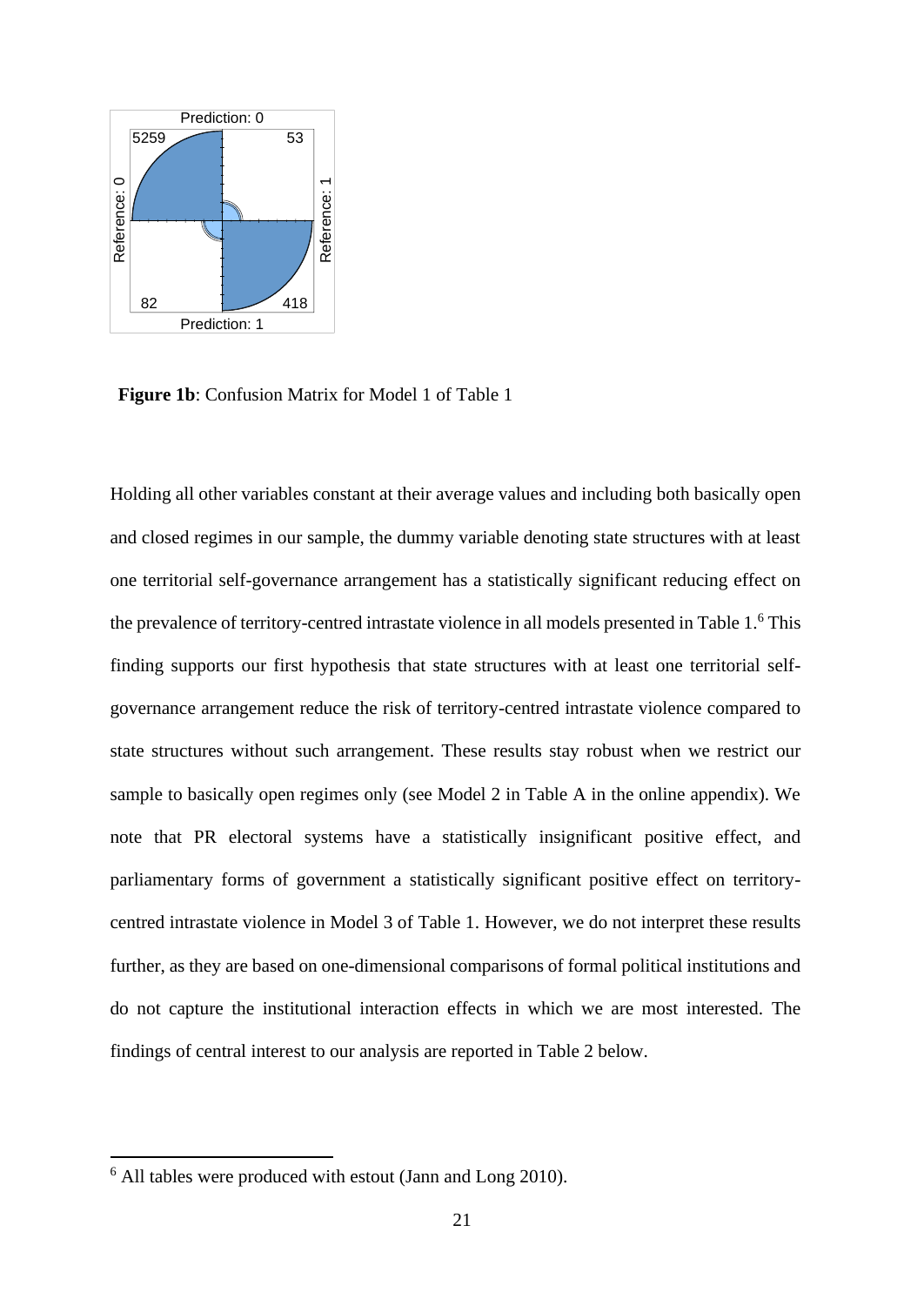**Figure 1b**: Confusion Matrix for Model 1 of Table 1

Holding all other variables constant at their average values and including both basically open and closed regimes in our sample, the dummy variable denoting state structures with at least one territorial self-governance arrangement has a statistically significant reducing effect on the prevalence of territory-centred intrastate violence in all models presented in Table 1.[6] This finding supports our first hypothesis that state structures with at least one territorial self-governance arrangement reduce the risk of territory-centred intrastate violence compared to state structures without such arrangement. These results stay robust when we restrict our sample to basically open regimes only (see Model 2 in Table A in the online appendix). We note that PR electoral systems have a statistically insignificant positive effect, and parliamentary forms of government a statistically significant positive effect on territory-centred intrastate violence in Model 3 of Table 1. However, we do not interpret these results further, as they are based on one-dimensional comparisons of formal political institutions and do not capture the institutional interaction effects in which we are most interested. The findings of central interest to our analysis are reported in Table 2 below.

[6] All tables were produced with estout (Jann and Long 2010).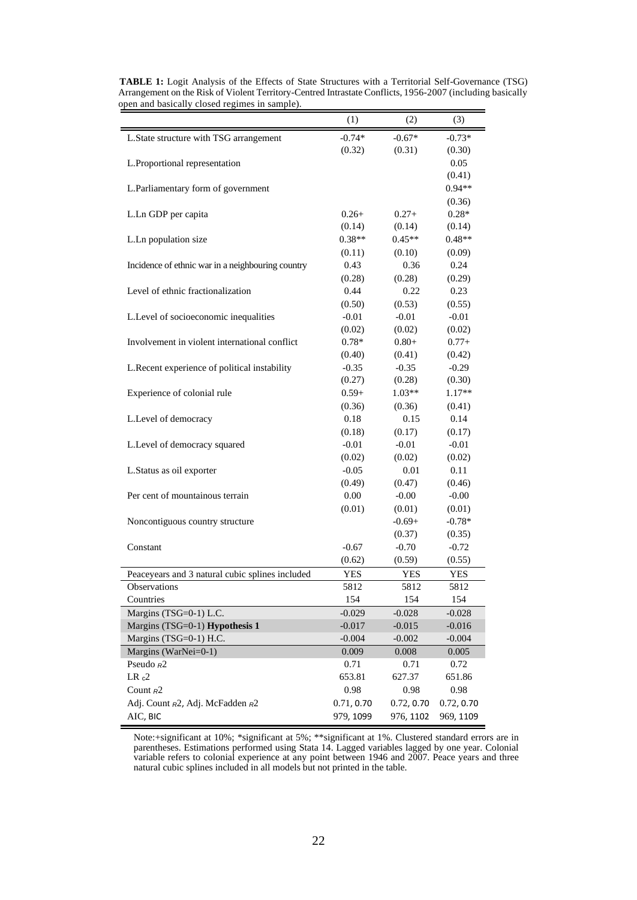**TABLE 1:** Logit Analysis of the Effects of State Structures with a Territorial Self-Governance (TSG) Arrangement on the Risk of Violent Territory-Centred Intrastate Conflicts, 1956-2007 (including basically open and basically closed regimes in sample).

| | (1) | (2) | (3) |
|---|---|---|---|
| L.State structure with TSG arrangement | -0.74* | -0.67* | -0.73* |
| | (0.32) | (0.31) | (0.30) |
| L.Proportional representation | | | 0.05 |
| | | | (0.41) |
| L.Parliamentary form of government | | | 0.94** |
| | | | (0.36) |
| L.Ln GDP per capita | 0.26+ | 0.27+ | 0.28* |
| | (0.14) | (0.14) | (0.14) |
| L.Ln population size | 0.38** | 0.45** | 0.48** |
| | (0.11) | (0.10) | (0.09) |
| Incidence of ethnic war in a neighbouring country | 0.43 | 0.36 | 0.24 |
| | (0.28) | (0.28) | (0.29) |
| Level of ethnic fractionalization | 0.44 | 0.22 | 0.23 |
| | (0.50) | (0.53) | (0.55) |
| L.Level of socioeconomic inequalities | -0.01 | -0.01 | -0.01 |
| | (0.02) | (0.02) | (0.02) |
| Involvement in violent international conflict | 0.78* | 0.80+ | 0.77+ |
| | (0.40) | (0.41) | (0.42) |
| L.Recent experience of political instability | -0.35 | -0.35 | -0.29 |
| | (0.27) | (0.28) | (0.30) |
| Experience of colonial rule | 0.59+ | 1.03** | 1.17** |
| | (0.36) | (0.36) | (0.41) |
| L.Level of democracy | 0.18 | 0.15 | 0.14 |
| | (0.18) | (0.17) | (0.17) |
| L.Level of democracy squared | -0.01 | -0.01 | -0.01 |
| | (0.02) | (0.02) | (0.02) |
| L.Status as oil exporter | -0.05 | 0.01 | 0.11 |
| | (0.49) | (0.47) | (0.46) |
| Per cent of mountainous terrain | 0.00 | -0.00 | -0.00 |
| | (0.01) | (0.01) | (0.01) |
| Noncontiguous country structure | | -0.69+ | -0.78* |
| | | (0.37) | (0.35) |
| Constant | -0.67 | -0.70 | -0.72 |
| | (0.62) | (0.59) | (0.55) |
| Peaceyears and 3 natural cubic splines included | YES | YES | YES |
| Observations | 5812 | 5812 | 5812 |
| Countries | 154 | 154 | 154 |
| Margins (TSG=0-1) L.C. | -0.029 | -0.028 | -0.028 |
| Margins (TSG=0-1) **Hypothesis 1** | -0.017 | -0.015 | -0.016 |
| Margins (TSG=0-1) H.C. | -0.004 | -0.002 | -0.004 |
| Margins (WarNei=0-1) | 0.009 | 0.008 | 0.005 |
| Pseudo $R^2$ | 0.71 | 0.71 | 0.72 |
| LR $\chi^2$ | 653.81 | 627.37 | 651.86 |
| Count $R^2$ | 0.98 | 0.98 | 0.98 |
| Adj. Count $R^2$, Adj. McFadden $R^2$ | 0.71, 0.70 | 0.72, 0.70 | 0.72, 0.70 |
| AIC, BIC | 979, 1099 | 976, 1102 | 969, 1109 |

Note:+significant at 10%; *significant at 5%; **significant at 1%. Clustered standard errors are in parentheses. Estimations performed using Stata 14. Lagged variables lagged by one year. Colonial variable refers to colonial experience at any point between 1946 and 2007. Peace years and three natural cubic splines included in all models but not printed in the table.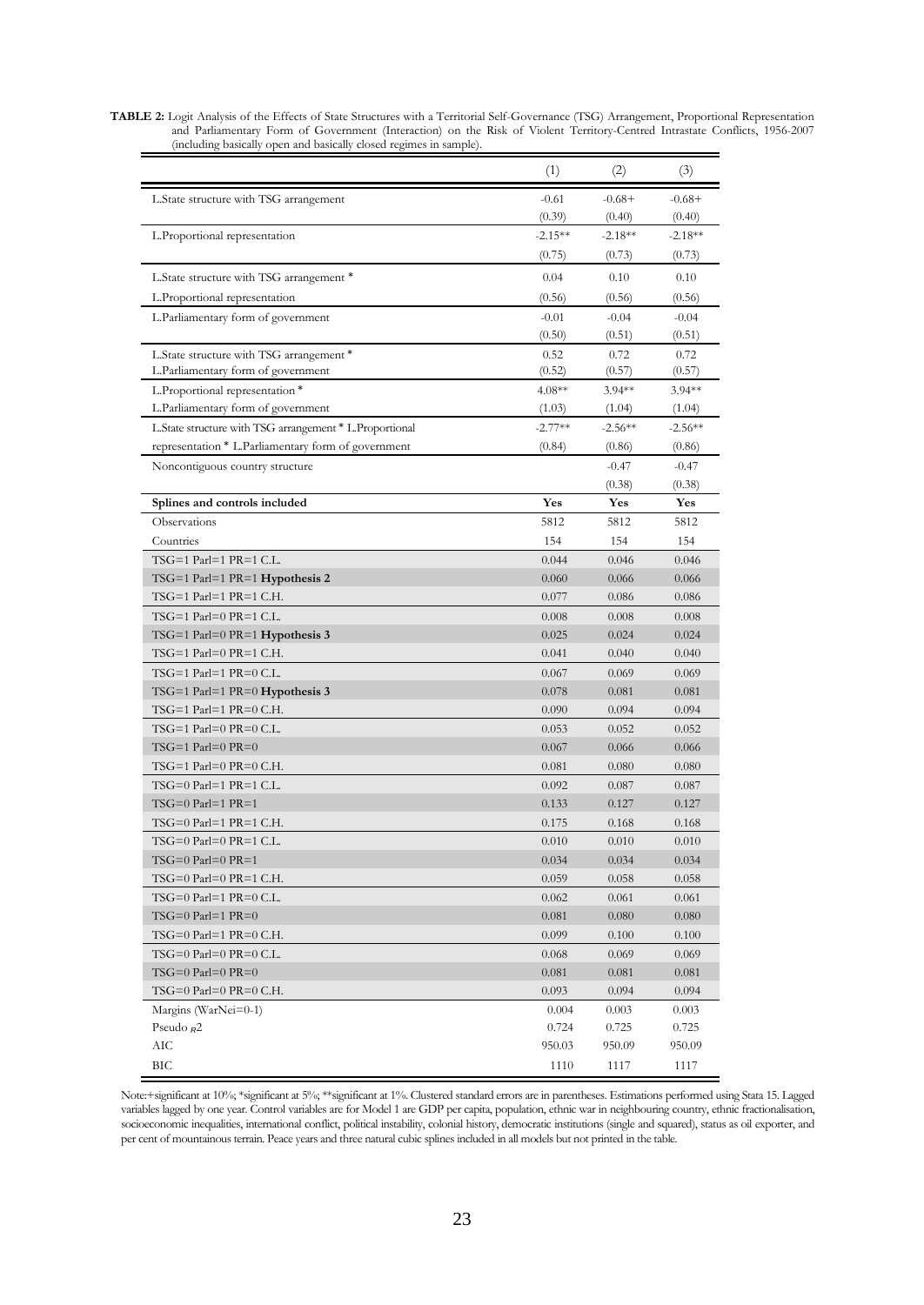**TABLE 2:** Logit Analysis of the Effects of State Structures with a Territorial Self-Governance (TSG) Arrangement, Proportional Representation and Parliamentary Form of Government (Interaction) on the Risk of Violent Territory-Centred Intrastate Conflicts, 1956-2007 (including basically open and basically closed regimes in sample).

| | (1) | (2) | (3) |
|---|---|---|---|
| L.State structure with TSG arrangement | -0.61 | -0.68+ | -0.68+ |
| | (0.39) | (0.40) | (0.40) |
| L.Proportional representation | -2.15** | -2.18** | -2.18** |
| | (0.75) | (0.73) | (0.73) |
| L.State structure with TSG arrangement * | 0.04 | 0.10 | 0.10 |
| L.Proportional representation | (0.56) | (0.56) | (0.56) |
| L.Parliamentary form of government | -0.01 | -0.04 | -0.04 |
| | (0.50) | (0.51) | (0.51) |
| L.State structure with TSG arrangement * | 0.52 | 0.72 | 0.72 |
| L.Parliamentary form of government | (0.52) | (0.57) | (0.57) |
| L.Proportional representation * | 4.08** | 3.94** | 3.94** |
| L.Parliamentary form of government | (1.03) | (1.04) | (1.04) |
| L.State structure with TSG arrangement * L.Proportional | -2.77** | -2.56** | -2.56** |
| representation * L.Parliamentary form of government | (0.84) | (0.86) | (0.86) |
| Noncontiguous country structure | | -0.47 | -0.47 |
| | | (0.38) | (0.38) |
| **Splines and controls included** | **Yes** | **Yes** | **Yes** |
| Observations | 5812 | 5812 | 5812 |
| Countries | 154 | 154 | 154 |
| TSG=1 Parl=1 PR=1 C.L. | 0.044 | 0.046 | 0.046 |
| TSG=1 Parl=1 PR=1 **Hypothesis 2** | 0.060 | 0.066 | 0.066 |
| TSG=1 Parl=1 PR=1 C.H. | 0.077 | 0.086 | 0.086 |
| TSG=1 Parl=0 PR=1 C.L. | 0.008 | 0.008 | 0.008 |
| TSG=1 Parl=0 PR=1 **Hypothesis 3** | 0.025 | 0.024 | 0.024 |
| TSG=1 Parl=0 PR=1 C.H. | 0.041 | 0.040 | 0.040 |
| TSG=1 Parl=1 PR=0 C.L. | 0.067 | 0.069 | 0.069 |
| TSG=1 Parl=1 PR=0 **Hypothesis 3** | 0.078 | 0.081 | 0.081 |
| TSG=1 Parl=1 PR=0 C.H. | 0.090 | 0.094 | 0.094 |
| TSG=1 Parl=0 PR=0 C.L. | 0.053 | 0.052 | 0.052 |
| TSG=1 Parl=0 PR=0 | 0.067 | 0.066 | 0.066 |
| TSG=1 Parl=0 PR=0 C.H. | 0.081 | 0.080 | 0.080 |
| TSG=0 Parl=1 PR=1 C.L. | 0.092 | 0.087 | 0.087 |
| TSG=0 Parl=1 PR=1 | 0.133 | 0.127 | 0.127 |
| TSG=0 Parl=1 PR=1 C.H. | 0.175 | 0.168 | 0.168 |
| TSG=0 Parl=0 PR=1 C.L. | 0.010 | 0.010 | 0.010 |
| TSG=0 Parl=0 PR=1 | 0.034 | 0.034 | 0.034 |
| TSG=0 Parl=0 PR=1 C.H. | 0.059 | 0.058 | 0.058 |
| TSG=0 Parl=1 PR=0 C.L. | 0.062 | 0.061 | 0.061 |
| TSG=0 Parl=1 PR=0 | 0.081 | 0.080 | 0.080 |
| TSG=0 Parl=1 PR=0 C.H. | 0.099 | 0.100 | 0.100 |
| TSG=0 Parl=0 PR=0 C.L. | 0.068 | 0.069 | 0.069 |
| TSG=0 Parl=0 PR=0 | 0.081 | 0.081 | 0.081 |
| TSG=0 Parl=0 PR=0 C.H. | 0.093 | 0.094 | 0.094 |
| Margins (WarNei=0-1) | 0.004 | 0.003 | 0.003 |
| Pseudo $_{R}2$ | 0.724 | 0.725 | 0.725 |
| AIC | 950.03 | 950.09 | 950.09 |
| BIC | 1110 | 1117 | 1117 |

Note:+significant at 10%; *significant at 5%; **significant at 1%. Clustered standard errors are in parentheses. Estimations performed using Stata 15. Lagged variables lagged by one year. Control variables are for Model 1 are GDP per capita, population, ethnic war in neighbouring country, ethnic fractionalisation, socioeconomic inequalities, international conflict, political instability, colonial history, democratic institutions (single and squared), status as oil exporter, and per cent of mountainous terrain. Peace years and three natural cubic splines included in all models but not printed in the table.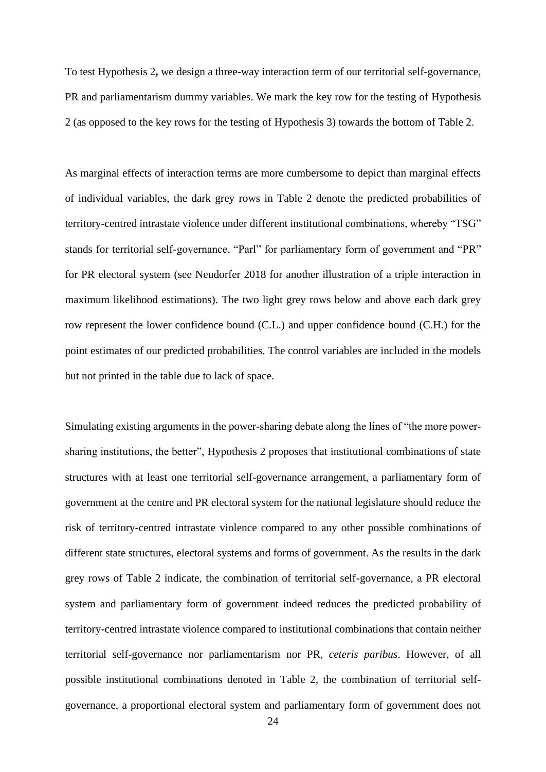To test Hypothesis 2**,** we design a three-way interaction term of our territorial self-governance, PR and parliamentarism dummy variables. We mark the key row for the testing of Hypothesis 2 (as opposed to the key rows for the testing of Hypothesis 3) towards the bottom of Table 2.

As marginal effects of interaction terms are more cumbersome to depict than marginal effects of individual variables, the dark grey rows in Table 2 denote the predicted probabilities of territory-centred intrastate violence under different institutional combinations, whereby "TSG" stands for territorial self-governance, "Parl" for parliamentary form of government and "PR" for PR electoral system (see Neudorfer 2018 for another illustration of a triple interaction in maximum likelihood estimations). The two light grey rows below and above each dark grey row represent the lower confidence bound (C.L.) and upper confidence bound (C.H.) for the point estimates of our predicted probabilities. The control variables are included in the models but not printed in the table due to lack of space.

Simulating existing arguments in the power-sharing debate along the lines of "the more power-sharing institutions, the better", Hypothesis 2 proposes that institutional combinations of state structures with at least one territorial self-governance arrangement, a parliamentary form of government at the centre and PR electoral system for the national legislature should reduce the risk of territory-centred intrastate violence compared to any other possible combinations of different state structures, electoral systems and forms of government. As the results in the dark grey rows of Table 2 indicate, the combination of territorial self-governance, a PR electoral system and parliamentary form of government indeed reduces the predicted probability of territory-centred intrastate violence compared to institutional combinations that contain neither territorial self-governance nor parliamentarism nor PR, *ceteris paribus*. However, of all possible institutional combinations denoted in Table 2, the combination of territorial self-governance, a proportional electoral system and parliamentary form of government does not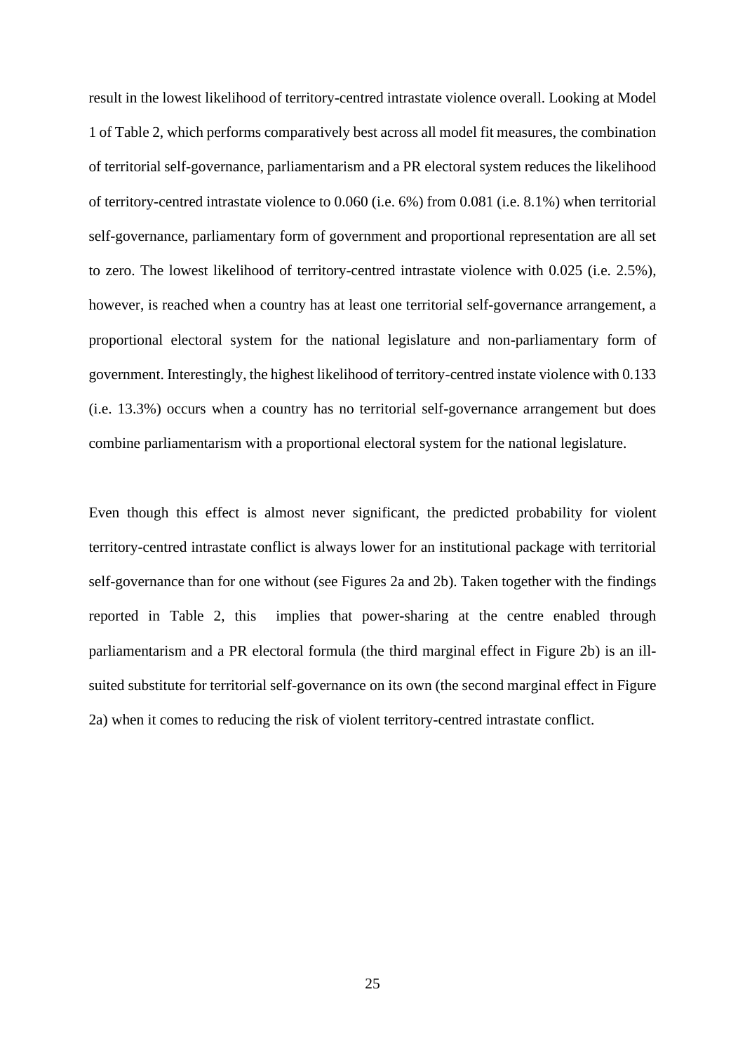result in the lowest likelihood of territory-centred intrastate violence overall. Looking at Model 1 of Table 2, which performs comparatively best across all model fit measures, the combination of territorial self-governance, parliamentarism and a PR electoral system reduces the likelihood of territory-centred intrastate violence to 0.060 (i.e. 6%) from 0.081 (i.e. 8.1%) when territorial self-governance, parliamentary form of government and proportional representation are all set to zero. The lowest likelihood of territory-centred intrastate violence with 0.025 (i.e. 2.5%), however, is reached when a country has at least one territorial self-governance arrangement, a proportional electoral system for the national legislature and non-parliamentary form of government. Interestingly, the highest likelihood of territory-centred instate violence with 0.133 (i.e. 13.3%) occurs when a country has no territorial self-governance arrangement but does combine parliamentarism with a proportional electoral system for the national legislature.

Even though this effect is almost never significant, the predicted probability for violent territory-centred intrastate conflict is always lower for an institutional package with territorial self-governance than for one without (see Figures 2a and 2b). Taken together with the findings reported in Table 2, this implies that power-sharing at the centre enabled through parliamentarism and a PR electoral formula (the third marginal effect in Figure 2b) is an ill-suited substitute for territorial self-governance on its own (the second marginal effect in Figure 2a) when it comes to reducing the risk of violent territory-centred intrastate conflict.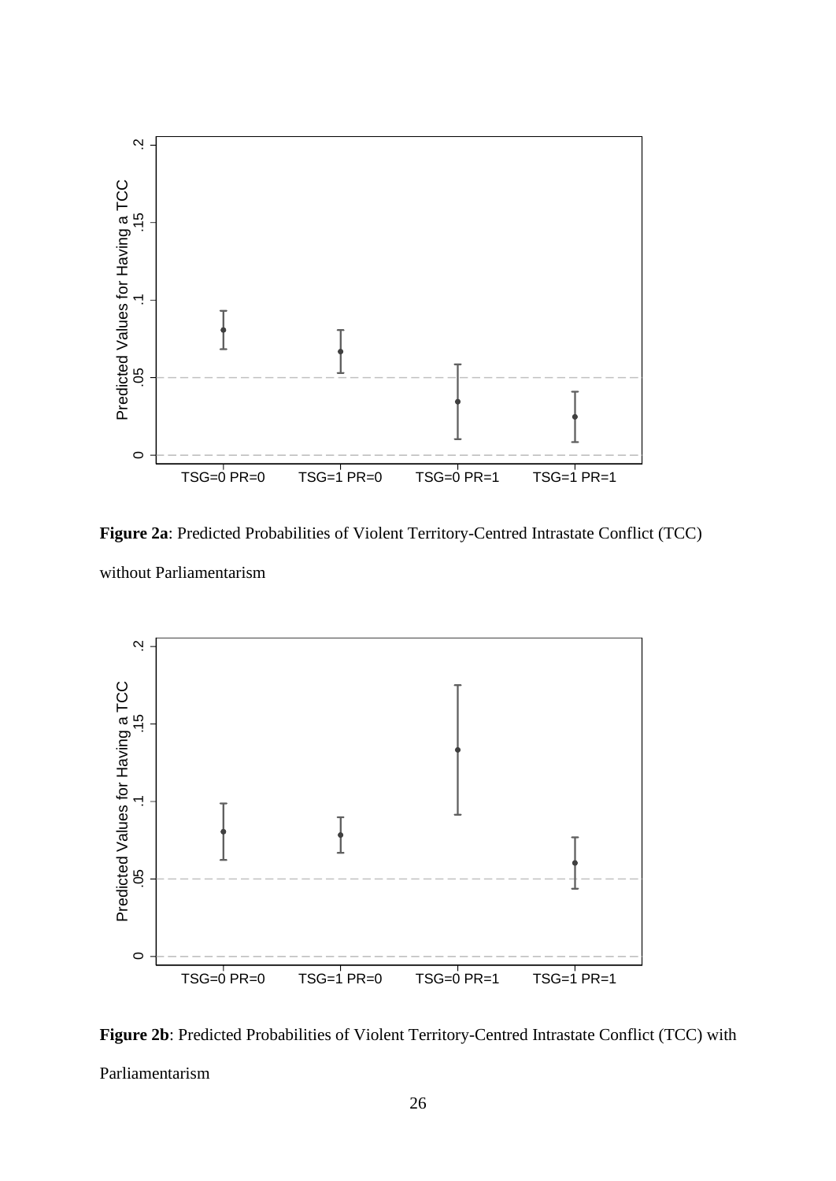**Figure 2a**: Predicted Probabilities of Violent Territory-Centred Intrastate Conflict (TCC) without Parliamentarism

**Figure 2b**: Predicted Probabilities of Violent Territory-Centred Intrastate Conflict (TCC) with Parliamentarism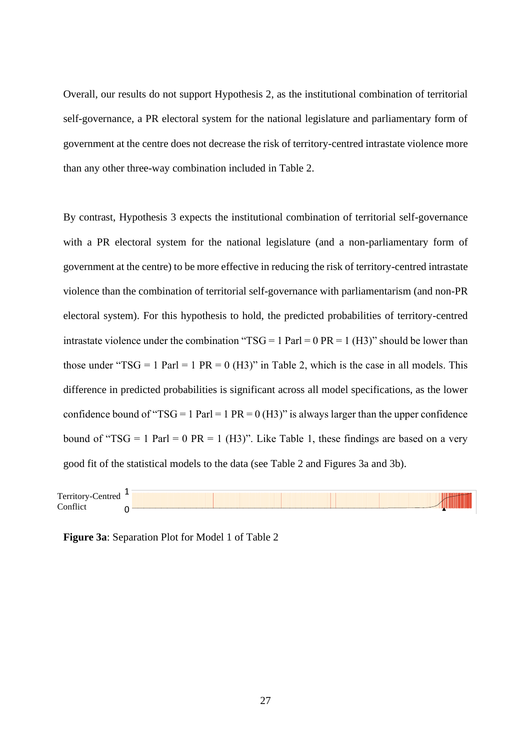Overall, our results do not support Hypothesis 2, as the institutional combination of territorial self-governance, a PR electoral system for the national legislature and parliamentary form of government at the centre does not decrease the risk of territory-centred intrastate violence more than any other three-way combination included in Table 2.

By contrast, Hypothesis 3 expects the institutional combination of territorial self-governance with a PR electoral system for the national legislature (and a non-parliamentary form of government at the centre) to be more effective in reducing the risk of territory-centred intrastate violence than the combination of territorial self-governance with parliamentarism (and non-PR electoral system). For this hypothesis to hold, the predicted probabilities of territory-centred intrastate violence under the combination "TSG = 1 Parl = 0 PR = 1 (H3)" should be lower than those under "TSG = 1 Parl = 1 PR = 0 (H3)" in Table 2, which is the case in all models. This difference in predicted probabilities is significant across all model specifications, as the lower confidence bound of "TSG = 1 Parl = 1 PR = 0 (H3)" is always larger than the upper confidence bound of "TSG = 1 Parl = 0 PR = 1 (H3)". Like Table 1, these findings are based on a very good fit of the statistical models to the data (see Table 2 and Figures 3a and 3b).

Territory-Centred Conflict 1 0

**Figure 3a**: Separation Plot for Model 1 of Table 2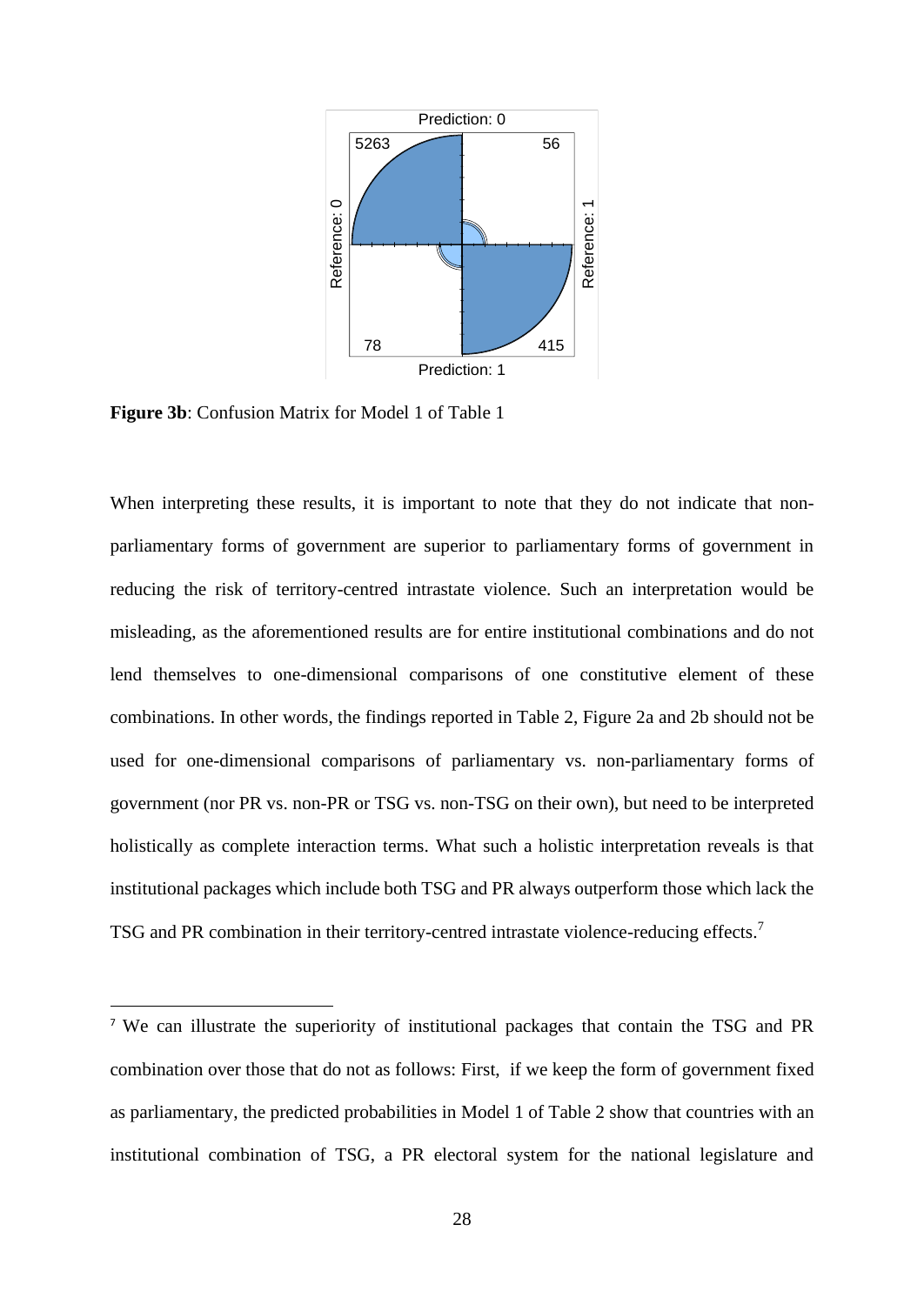| | Prediction: 0 | |
|---|---|---|
| **Reference: 0** | 5263 | 56 |
| **Reference: 1** | 78 | 415 |
| | Prediction: 1 | |

**Figure 3b**: Confusion Matrix for Model 1 of Table 1

When interpreting these results, it is important to note that they do not indicate that non-parliamentary forms of government are superior to parliamentary forms of government in reducing the risk of territory-centred intrastate violence. Such an interpretation would be misleading, as the aforementioned results are for entire institutional combinations and do not lend themselves to one-dimensional comparisons of one constitutive element of these combinations. In other words, the findings reported in Table 2, Figure 2a and 2b should not be used for one-dimensional comparisons of parliamentary vs. non-parliamentary forms of government (nor PR vs. non-PR or TSG vs. non-TSG on their own), but need to be interpreted holistically as complete interaction terms. What such a holistic interpretation reveals is that institutional packages which include both TSG and PR always outperform those which lack the TSG and PR combination in their territory-centred intrastate violence-reducing effects.[7]

---

[7] We can illustrate the superiority of institutional packages that contain the TSG and PR combination over those that do not as follows: First, if we keep the form of government fixed as parliamentary, the predicted probabilities in Model 1 of Table 2 show that countries with an institutional combination of TSG, a PR electoral system for the national legislature and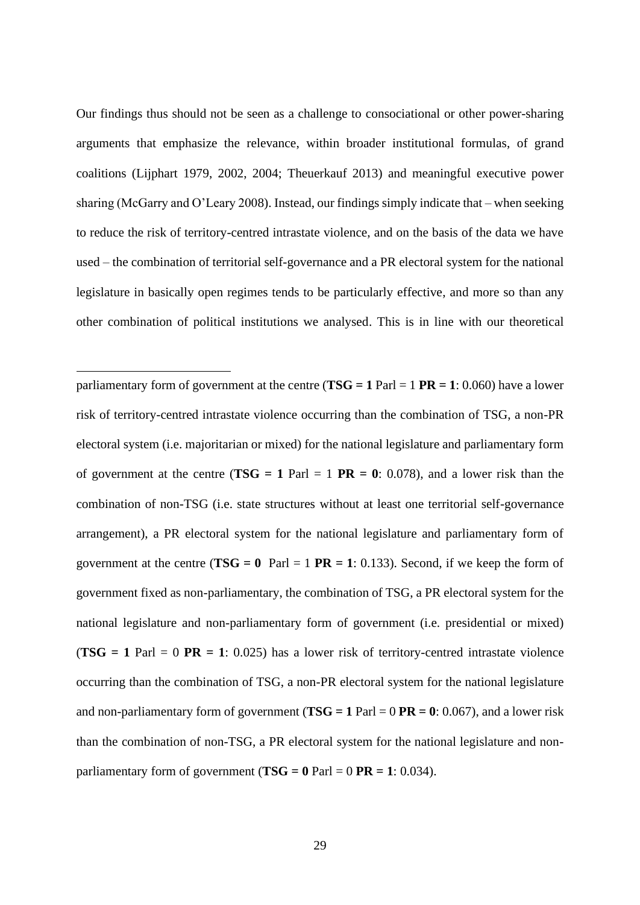Our findings thus should not be seen as a challenge to consociational or other power-sharing arguments that emphasize the relevance, within broader institutional formulas, of grand coalitions (Lijphart 1979, 2002, 2004; Theuerkauf 2013) and meaningful executive power sharing (McGarry and O'Leary 2008). Instead, our findings simply indicate that – when seeking to reduce the risk of territory-centred intrastate violence, and on the basis of the data we have used – the combination of territorial self-governance and a PR electoral system for the national legislature in basically open regimes tends to be particularly effective, and more so than any other combination of political institutions we analysed. This is in line with our theoretical

---

parliamentary form of government at the centre (**TSG = 1** Parl = 1 **PR = 1**: 0.060) have a lower risk of territory-centred intrastate violence occurring than the combination of TSG, a non-PR electoral system (i.e. majoritarian or mixed) for the national legislature and parliamentary form of government at the centre (**TSG = 1** Parl = 1 **PR = 0**: 0.078), and a lower risk than the combination of non-TSG (i.e. state structures without at least one territorial self-governance arrangement), a PR electoral system for the national legislature and parliamentary form of government at the centre (**TSG = 0** Parl = 1 **PR = 1**: 0.133). Second, if we keep the form of government fixed as non-parliamentary, the combination of TSG, a PR electoral system for the national legislature and non-parliamentary form of government (i.e. presidential or mixed) (**TSG = 1** Parl = 0 **PR = 1**: 0.025) has a lower risk of territory-centred intrastate violence occurring than the combination of TSG, a non-PR electoral system for the national legislature and non-parliamentary form of government (**TSG = 1** Parl = 0 **PR = 0**: 0.067), and a lower risk than the combination of non-TSG, a PR electoral system for the national legislature and non-parliamentary form of government (**TSG = 0** Parl = 0 **PR = 1**: 0.034).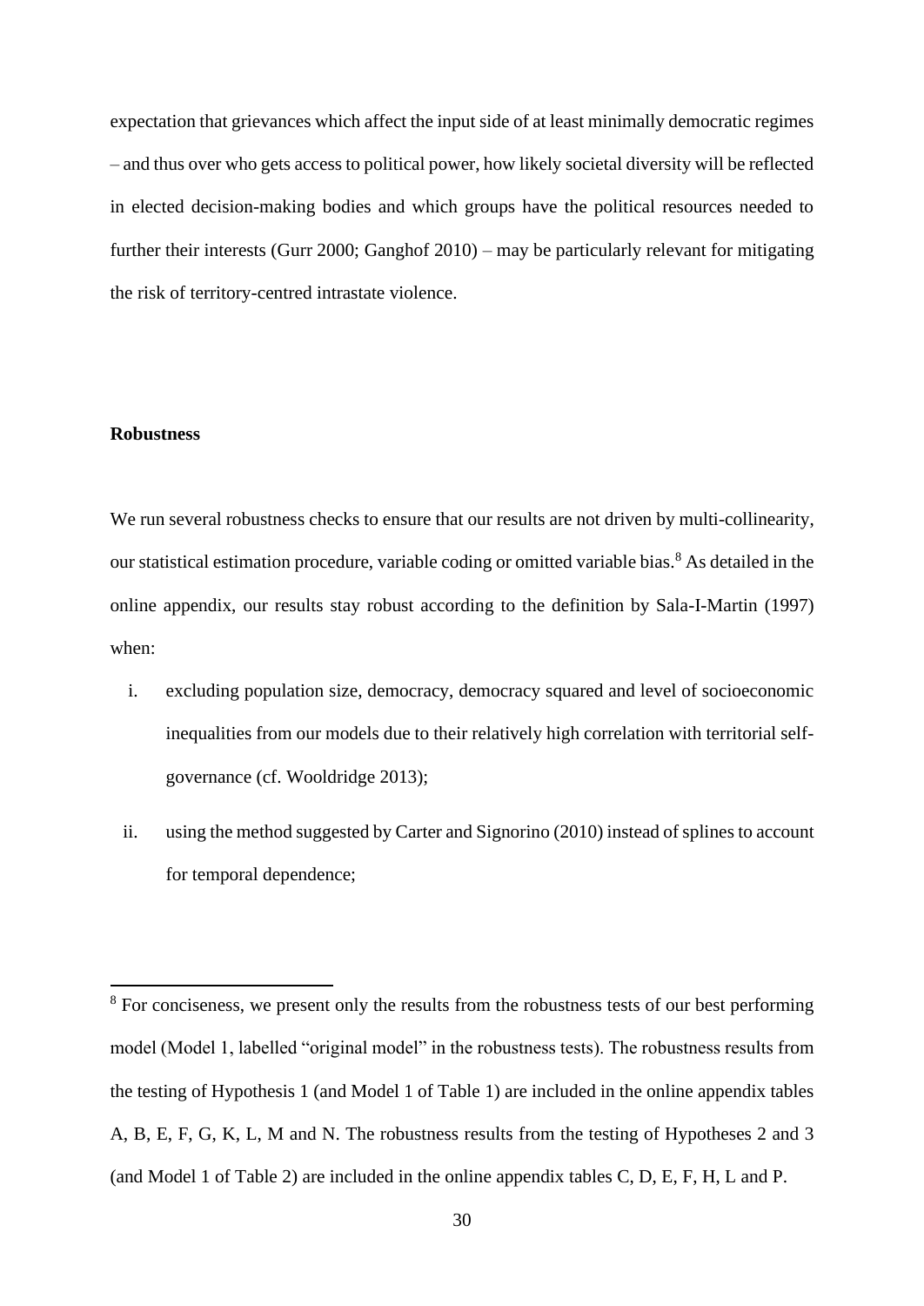expectation that grievances which affect the input side of at least minimally democratic regimes – and thus over who gets access to political power, how likely societal diversity will be reflected in elected decision-making bodies and which groups have the political resources needed to further their interests (Gurr 2000; Ganghof 2010) – may be particularly relevant for mitigating the risk of territory-centred intrastate violence.

**Robustness**

We run several robustness checks to ensure that our results are not driven by multi-collinearity, our statistical estimation procedure, variable coding or omitted variable bias.[8] As detailed in the online appendix, our results stay robust according to the definition by Sala-I-Martin (1997) when:

i. excluding population size, democracy, democracy squared and level of socioeconomic inequalities from our models due to their relatively high correlation with territorial self-governance (cf. Wooldridge 2013);

ii. using the method suggested by Carter and Signorino (2010) instead of splines to account for temporal dependence;

[8] For conciseness, we present only the results from the robustness tests of our best performing model (Model 1, labelled "original model" in the robustness tests). The robustness results from the testing of Hypothesis 1 (and Model 1 of Table 1) are included in the online appendix tables A, B, E, F, G, K, L, M and N. The robustness results from the testing of Hypotheses 2 and 3 (and Model 1 of Table 2) are included in the online appendix tables C, D, E, F, H, L and P.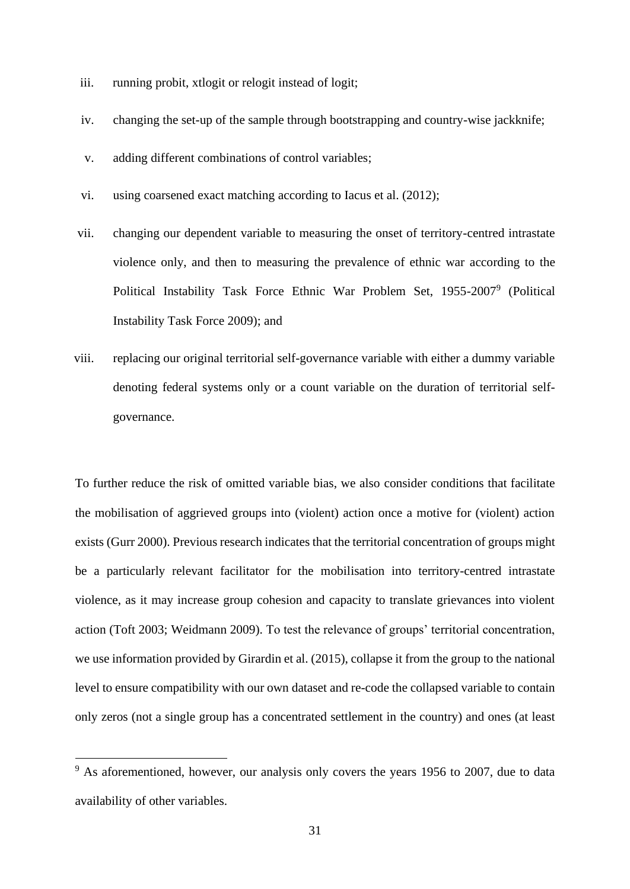iii. running probit, xtlogit or relogit instead of logit;

iv. changing the set-up of the sample through bootstrapping and country-wise jackknife;

v. adding different combinations of control variables;

vi. using coarsened exact matching according to Iacus et al. (2012);

vii. changing our dependent variable to measuring the onset of territory-centred intrastate violence only, and then to measuring the prevalence of ethnic war according to the Political Instability Task Force Ethnic War Problem Set, 1955-2007[9] (Political Instability Task Force 2009); and

viii. replacing our original territorial self-governance variable with either a dummy variable denoting federal systems only or a count variable on the duration of territorial self-governance.

To further reduce the risk of omitted variable bias, we also consider conditions that facilitate the mobilisation of aggrieved groups into (violent) action once a motive for (violent) action exists (Gurr 2000). Previous research indicates that the territorial concentration of groups might be a particularly relevant facilitator for the mobilisation into territory-centred intrastate violence, as it may increase group cohesion and capacity to translate grievances into violent action (Toft 2003; Weidmann 2009). To test the relevance of groups' territorial concentration, we use information provided by Girardin et al. (2015), collapse it from the group to the national level to ensure compatibility with our own dataset and re-code the collapsed variable to contain only zeros (not a single group has a concentrated settlement in the country) and ones (at least

[9] As aforementioned, however, our analysis only covers the years 1956 to 2007, due to data availability of other variables.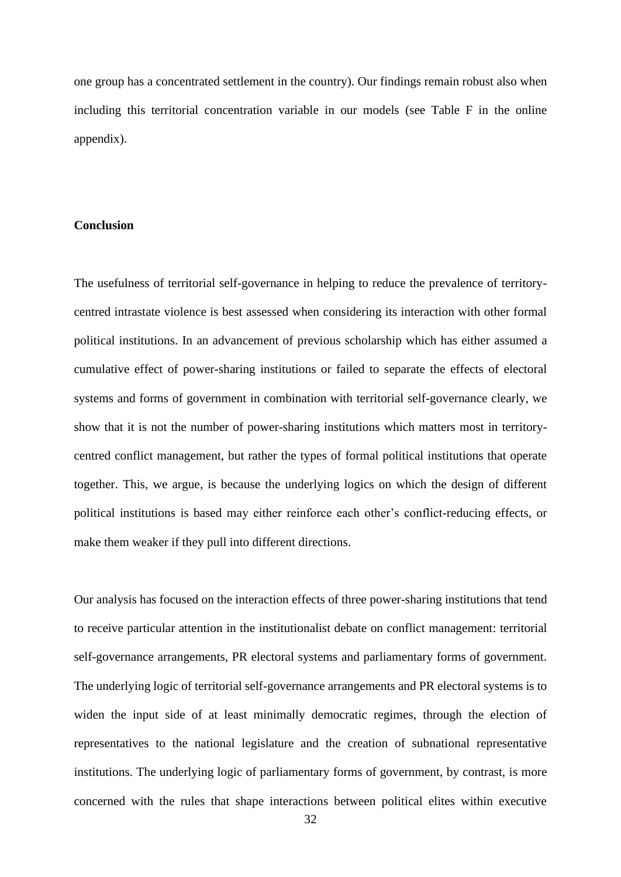one group has a concentrated settlement in the country). Our findings remain robust also when including this territorial concentration variable in our models (see Table F in the online appendix).

## Conclusion

The usefulness of territorial self-governance in helping to reduce the prevalence of territory-centred intrastate violence is best assessed when considering its interaction with other formal political institutions. In an advancement of previous scholarship which has either assumed a cumulative effect of power-sharing institutions or failed to separate the effects of electoral systems and forms of government in combination with territorial self-governance clearly, we show that it is not the number of power-sharing institutions which matters most in territory-centred conflict management, but rather the types of formal political institutions that operate together. This, we argue, is because the underlying logics on which the design of different political institutions is based may either reinforce each other's conflict-reducing effects, or make them weaker if they pull into different directions.

Our analysis has focused on the interaction effects of three power-sharing institutions that tend to receive particular attention in the institutionalist debate on conflict management: territorial self-governance arrangements, PR electoral systems and parliamentary forms of government. The underlying logic of territorial self-governance arrangements and PR electoral systems is to widen the input side of at least minimally democratic regimes, through the election of representatives to the national legislature and the creation of subnational representative institutions. The underlying logic of parliamentary forms of government, by contrast, is more concerned with the rules that shape interactions between political elites within executive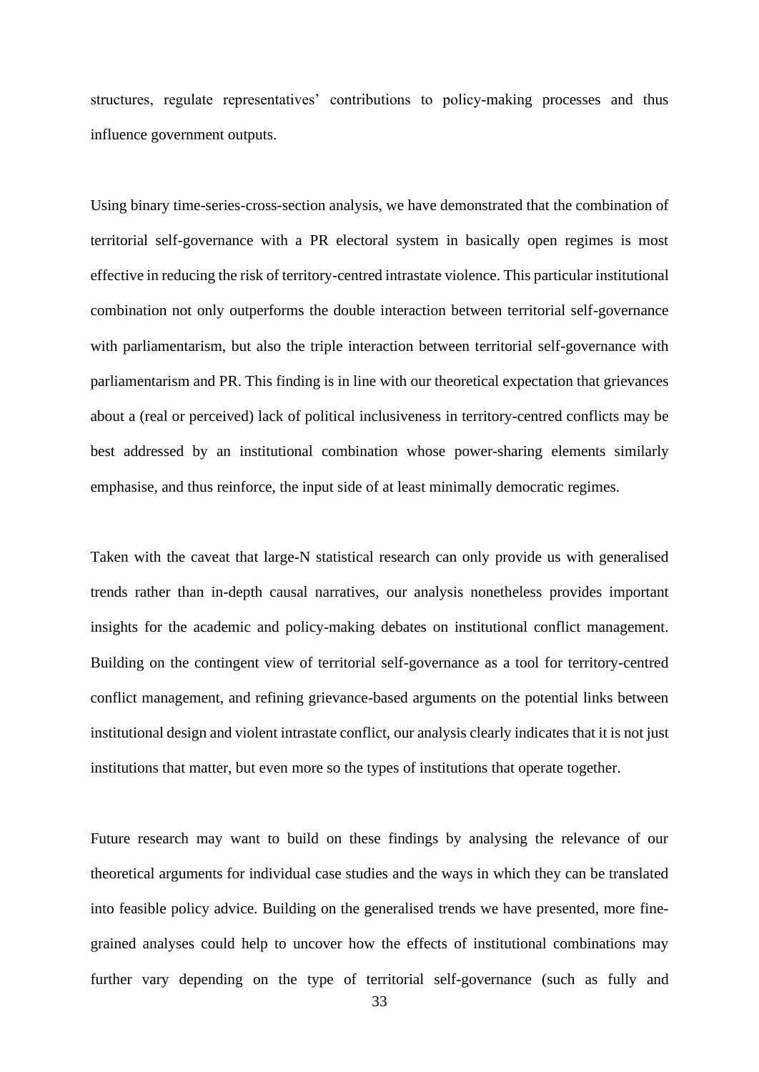structures, regulate representatives' contributions to policy-making processes and thus influence government outputs.

Using binary time-series-cross-section analysis, we have demonstrated that the combination of territorial self-governance with a PR electoral system in basically open regimes is most effective in reducing the risk of territory-centred intrastate violence. This particular institutional combination not only outperforms the double interaction between territorial self-governance with parliamentarism, but also the triple interaction between territorial self-governance with parliamentarism and PR. This finding is in line with our theoretical expectation that grievances about a (real or perceived) lack of political inclusiveness in territory-centred conflicts may be best addressed by an institutional combination whose power-sharing elements similarly emphasise, and thus reinforce, the input side of at least minimally democratic regimes.

Taken with the caveat that large-N statistical research can only provide us with generalised trends rather than in-depth causal narratives, our analysis nonetheless provides important insights for the academic and policy-making debates on institutional conflict management. Building on the contingent view of territorial self-governance as a tool for territory-centred conflict management, and refining grievance-based arguments on the potential links between institutional design and violent intrastate conflict, our analysis clearly indicates that it is not just institutions that matter, but even more so the types of institutions that operate together.

Future research may want to build on these findings by analysing the relevance of our theoretical arguments for individual case studies and the ways in which they can be translated into feasible policy advice. Building on the generalised trends we have presented, more fine-grained analyses could help to uncover how the effects of institutional combinations may further vary depending on the type of territorial self-governance (such as fully and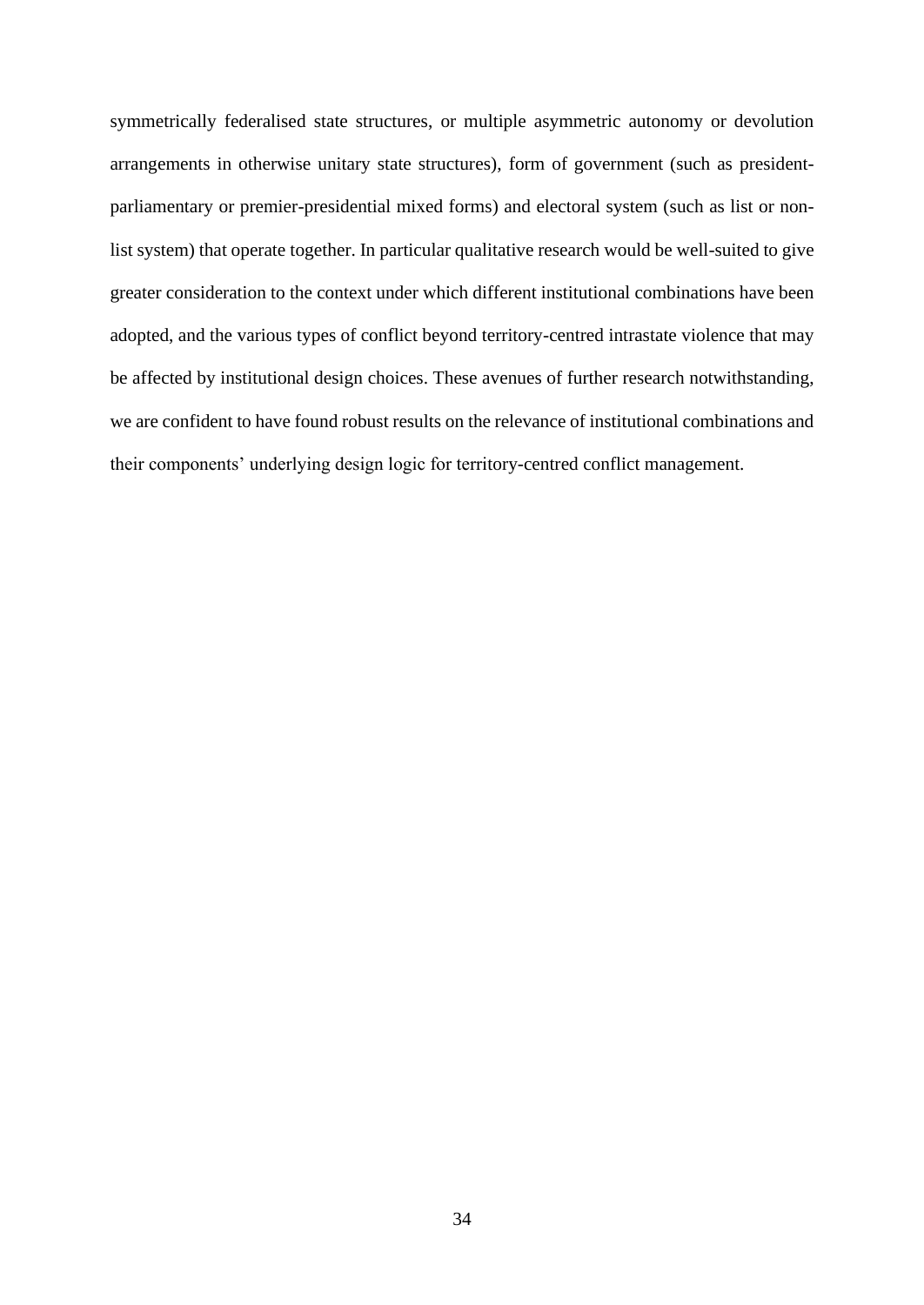symmetrically federalised state structures, or multiple asymmetric autonomy or devolution arrangements in otherwise unitary state structures), form of government (such as president-parliamentary or premier-presidential mixed forms) and electoral system (such as list or non-list system) that operate together. In particular qualitative research would be well-suited to give greater consideration to the context under which different institutional combinations have been adopted, and the various types of conflict beyond territory-centred intrastate violence that may be affected by institutional design choices. These avenues of further research notwithstanding, we are confident to have found robust results on the relevance of institutional combinations and their components' underlying design logic for territory-centred conflict management.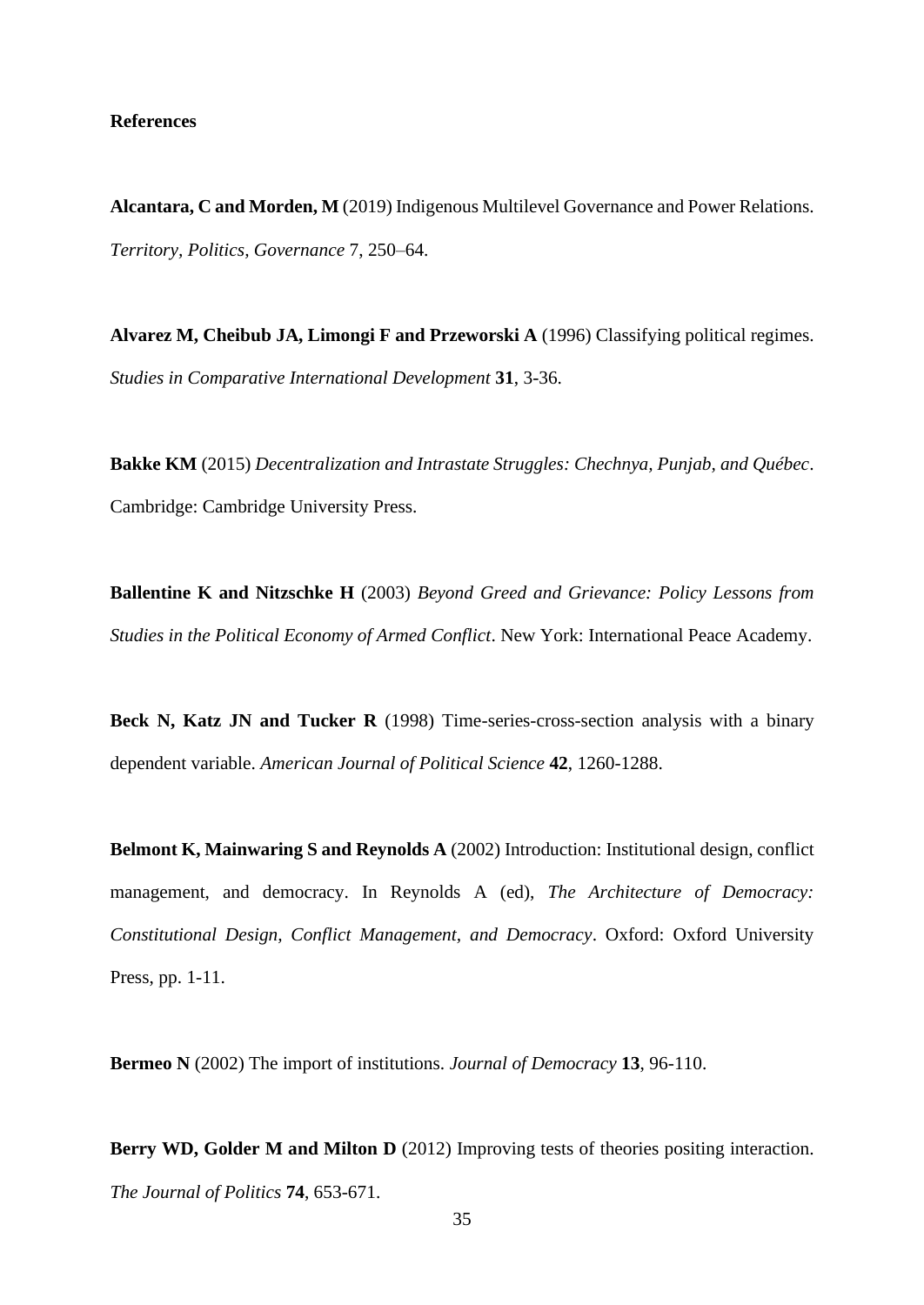**References**

**Alcantara, C and Morden, M** (2019) Indigenous Multilevel Governance and Power Relations. *Territory, Politics, Governance* 7, 250–64.

**Alvarez M, Cheibub JA, Limongi F and Przeworski A** (1996) Classifying political regimes. *Studies in Comparative International Development* **31**, 3-36.

**Bakke KM** (2015) *Decentralization and Intrastate Struggles: Chechnya, Punjab, and Québec*. Cambridge: Cambridge University Press.

**Ballentine K and Nitzschke H** (2003) *Beyond Greed and Grievance: Policy Lessons from Studies in the Political Economy of Armed Conflict*. New York: International Peace Academy.

**Beck N, Katz JN and Tucker R** (1998) Time-series-cross-section analysis with a binary dependent variable. *American Journal of Political Science* **42**, 1260-1288.

**Belmont K, Mainwaring S and Reynolds A** (2002) Introduction: Institutional design, conflict management, and democracy. In Reynolds A (ed), *The Architecture of Democracy: Constitutional Design, Conflict Management, and Democracy*. Oxford: Oxford University Press, pp. 1-11.

**Bermeo N** (2002) The import of institutions. *Journal of Democracy* **13**, 96-110.

**Berry WD, Golder M and Milton D** (2012) Improving tests of theories positing interaction. *The Journal of Politics* **74**, 653-671.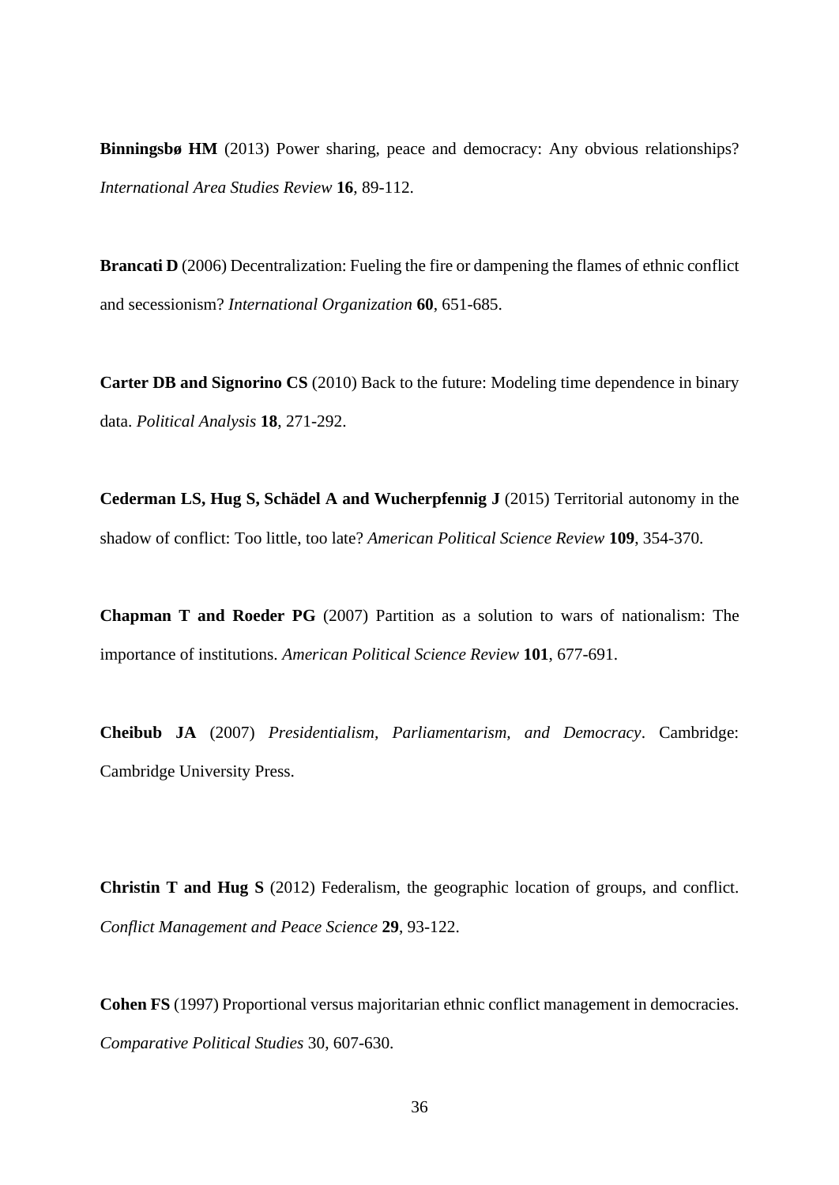**Binningsbø HM** (2013) Power sharing, peace and democracy: Any obvious relationships? *International Area Studies Review* **16**, 89-112.

**Brancati D** (2006) Decentralization: Fueling the fire or dampening the flames of ethnic conflict and secessionism? *International Organization* **60**, 651-685.

**Carter DB and Signorino CS** (2010) Back to the future: Modeling time dependence in binary data. *Political Analysis* **18**, 271-292.

**Cederman LS, Hug S, Schädel A and Wucherpfennig J** (2015) Territorial autonomy in the shadow of conflict: Too little, too late? *American Political Science Review* **109**, 354-370.

**Chapman T and Roeder PG** (2007) Partition as a solution to wars of nationalism: The importance of institutions. *American Political Science Review* **101**, 677-691.

**Cheibub JA** (2007) *Presidentialism, Parliamentarism, and Democracy*. Cambridge: Cambridge University Press.

**Christin T and Hug S** (2012) Federalism, the geographic location of groups, and conflict. *Conflict Management and Peace Science* **29**, 93-122.

**Cohen FS** (1997) Proportional versus majoritarian ethnic conflict management in democracies. *Comparative Political Studies* 30, 607-630.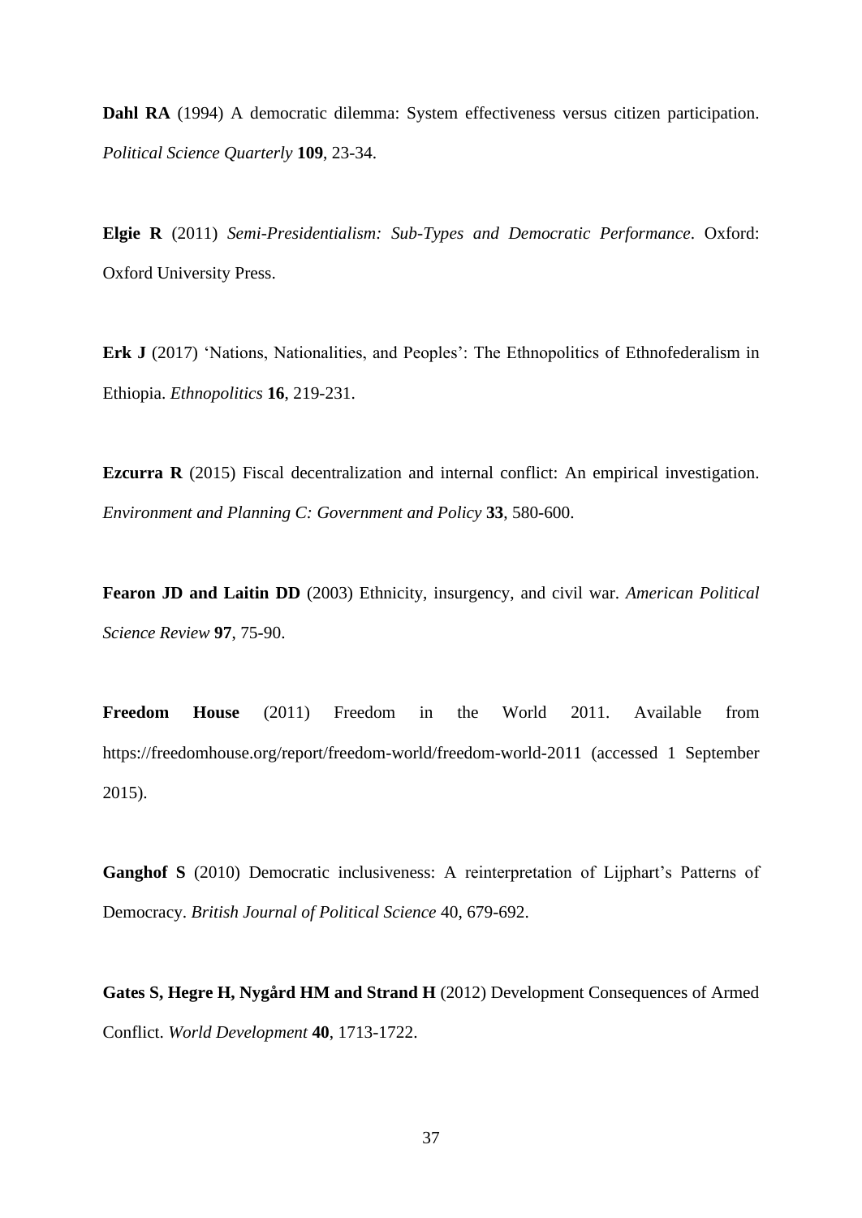**Dahl RA** (1994) A democratic dilemma: System effectiveness versus citizen participation. *Political Science Quarterly* **109**, 23-34.

**Elgie R** (2011) *Semi-Presidentialism: Sub-Types and Democratic Performance*. Oxford: Oxford University Press.

**Erk J** (2017) 'Nations, Nationalities, and Peoples': The Ethnopolitics of Ethnofederalism in Ethiopia. *Ethnopolitics* **16**, 219-231.

**Ezcurra R** (2015) Fiscal decentralization and internal conflict: An empirical investigation. *Environment and Planning C: Government and Policy* **33**, 580-600.

**Fearon JD and Laitin DD** (2003) Ethnicity, insurgency, and civil war. *American Political Science Review* **97**, 75-90.

**Freedom House** (2011) Freedom in the World 2011. Available from https://freedomhouse.org/report/freedom-world/freedom-world-2011 (accessed 1 September 2015).

**Ganghof S** (2010) Democratic inclusiveness: A reinterpretation of Lijphart's Patterns of Democracy. *British Journal of Political Science* 40, 679-692.

**Gates S, Hegre H, Nygård HM and Strand H** (2012) Development Consequences of Armed Conflict. *World Development* **40**, 1713-1722.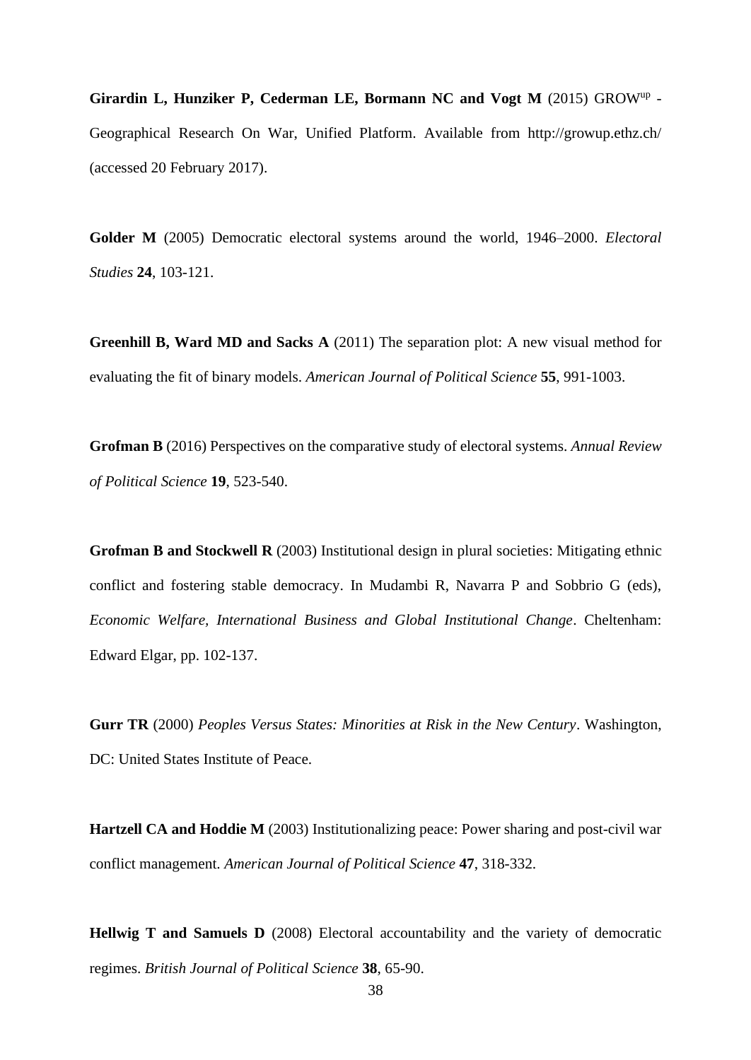**Girardin L, Hunziker P, Cederman LE, Bormann NC and Vogt M** (2015) GROW$^{up}$ - Geographical Research On War, Unified Platform. Available from http://growup.ethz.ch/ (accessed 20 February 2017).

**Golder M** (2005) Democratic electoral systems around the world, 1946–2000. *Electoral Studies* **24**, 103-121.

**Greenhill B, Ward MD and Sacks A** (2011) The separation plot: A new visual method for evaluating the fit of binary models. *American Journal of Political Science* **55**, 991-1003.

**Grofman B** (2016) Perspectives on the comparative study of electoral systems. *Annual Review of Political Science* **19**, 523-540.

**Grofman B and Stockwell R** (2003) Institutional design in plural societies: Mitigating ethnic conflict and fostering stable democracy. In Mudambi R, Navarra P and Sobbrio G (eds), *Economic Welfare, International Business and Global Institutional Change*. Cheltenham: Edward Elgar, pp. 102-137.

**Gurr TR** (2000) *Peoples Versus States: Minorities at Risk in the New Century*. Washington, DC: United States Institute of Peace.

**Hartzell CA and Hoddie M** (2003) Institutionalizing peace: Power sharing and post-civil war conflict management. *American Journal of Political Science* **47**, 318-332.

**Hellwig T and Samuels D** (2008) Electoral accountability and the variety of democratic regimes. *British Journal of Political Science* **38**, 65-90.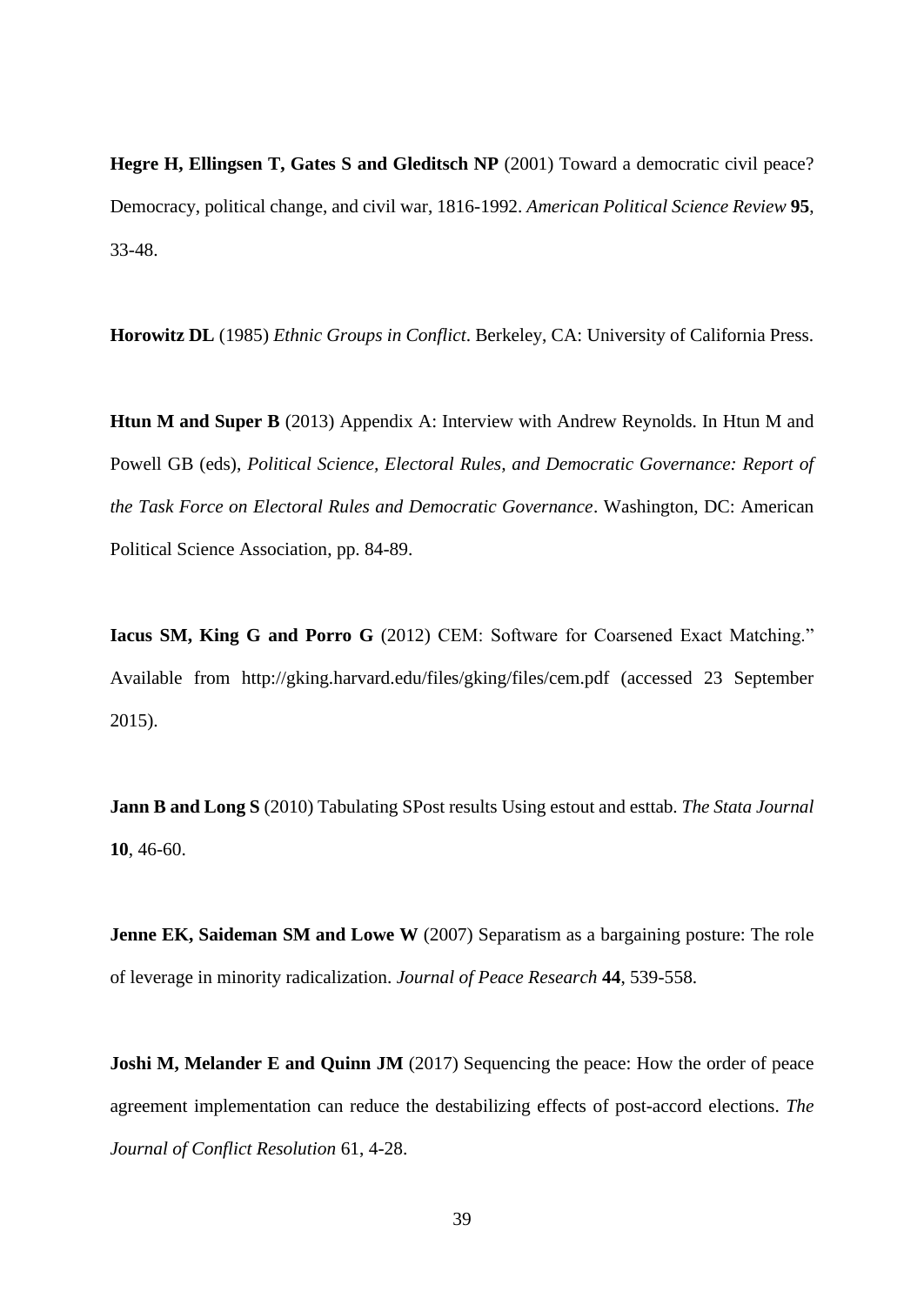**Hegre H, Ellingsen T, Gates S and Gleditsch NP** (2001) Toward a democratic civil peace? Democracy, political change, and civil war, 1816-1992. *American Political Science Review* **95**, 33-48.

**Horowitz DL** (1985) *Ethnic Groups in Conflict*. Berkeley, CA: University of California Press.

**Htun M and Super B** (2013) Appendix A: Interview with Andrew Reynolds. In Htun M and Powell GB (eds), *Political Science, Electoral Rules, and Democratic Governance: Report of the Task Force on Electoral Rules and Democratic Governance*. Washington, DC: American Political Science Association, pp. 84-89.

**Iacus SM, King G and Porro G** (2012) CEM: Software for Coarsened Exact Matching." Available from http://gking.harvard.edu/files/gking/files/cem.pdf (accessed 23 September 2015).

**Jann B and Long S** (2010) Tabulating SPost results Using estout and esttab. *The Stata Journal* **10**, 46-60.

**Jenne EK, Saideman SM and Lowe W** (2007) Separatism as a bargaining posture: The role of leverage in minority radicalization. *Journal of Peace Research* **44**, 539-558.

**Joshi M, Melander E and Quinn JM** (2017) Sequencing the peace: How the order of peace agreement implementation can reduce the destabilizing effects of post-accord elections. *The Journal of Conflict Resolution* 61, 4-28.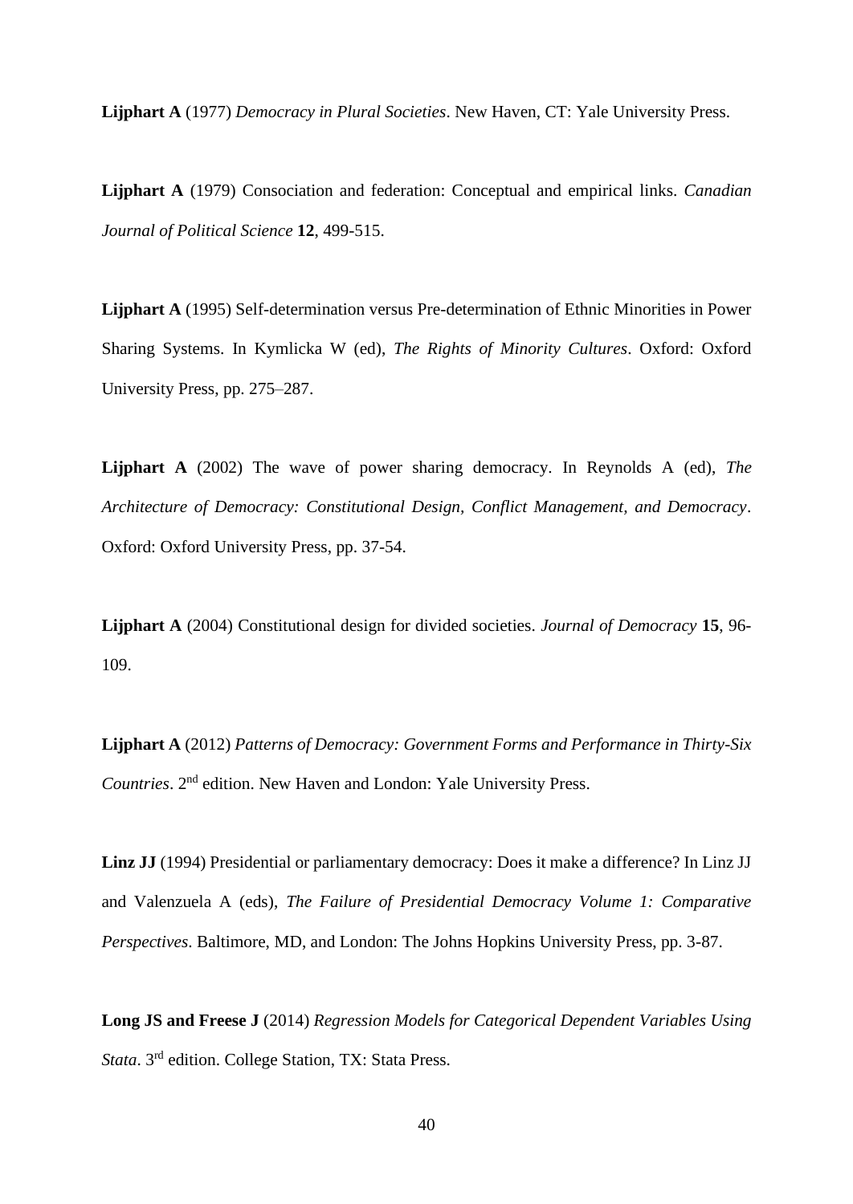**Lijphart A** (1977) *Democracy in Plural Societies*. New Haven, CT: Yale University Press.

**Lijphart A** (1979) Consociation and federation: Conceptual and empirical links. *Canadian Journal of Political Science* **12**, 499-515.

**Lijphart A** (1995) Self-determination versus Pre-determination of Ethnic Minorities in Power Sharing Systems. In Kymlicka W (ed), *The Rights of Minority Cultures*. Oxford: Oxford University Press, pp. 275–287.

**Lijphart A** (2002) The wave of power sharing democracy. In Reynolds A (ed), *The Architecture of Democracy: Constitutional Design, Conflict Management, and Democracy*. Oxford: Oxford University Press, pp. 37-54.

**Lijphart A** (2004) Constitutional design for divided societies. *Journal of Democracy* **15**, 96-109.

**Lijphart A** (2012) *Patterns of Democracy: Government Forms and Performance in Thirty-Six Countries*. 2nd edition. New Haven and London: Yale University Press.

**Linz JJ** (1994) Presidential or parliamentary democracy: Does it make a difference? In Linz JJ and Valenzuela A (eds), *The Failure of Presidential Democracy Volume 1: Comparative Perspectives*. Baltimore, MD, and London: The Johns Hopkins University Press, pp. 3-87.

**Long JS and Freese J** (2014) *Regression Models for Categorical Dependent Variables Using Stata*. 3rd edition. College Station, TX: Stata Press.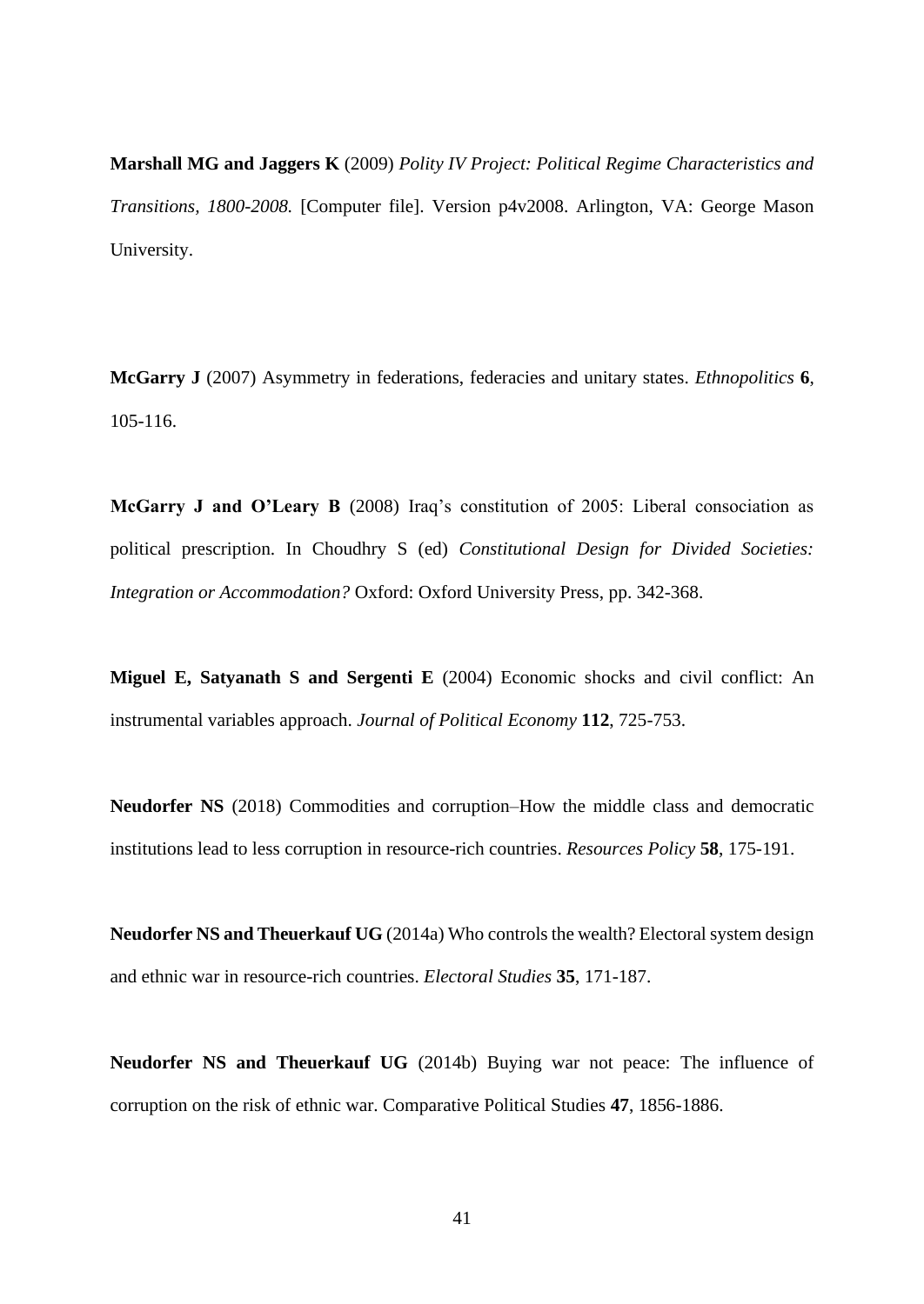**Marshall MG and Jaggers K** (2009) *Polity IV Project: Political Regime Characteristics and Transitions, 1800-2008.* [Computer file]. Version p4v2008. Arlington, VA: George Mason University.

**McGarry J** (2007) Asymmetry in federations, federacies and unitary states. *Ethnopolitics* **6**, 105-116.

**McGarry J and O'Leary B** (2008) Iraq's constitution of 2005: Liberal consociation as political prescription. In Choudhry S (ed) *Constitutional Design for Divided Societies: Integration or Accommodation?* Oxford: Oxford University Press, pp. 342-368.

**Miguel E, Satyanath S and Sergenti E** (2004) Economic shocks and civil conflict: An instrumental variables approach. *Journal of Political Economy* **112**, 725-753.

**Neudorfer NS** (2018) Commodities and corruption–How the middle class and democratic institutions lead to less corruption in resource-rich countries. *Resources Policy* **58**, 175-191.

**Neudorfer NS and Theuerkauf UG** (2014a) Who controls the wealth? Electoral system design and ethnic war in resource-rich countries. *Electoral Studies* **35**, 171-187.

**Neudorfer NS and Theuerkauf UG** (2014b) Buying war not peace: The influence of corruption on the risk of ethnic war. Comparative Political Studies **47**, 1856-1886.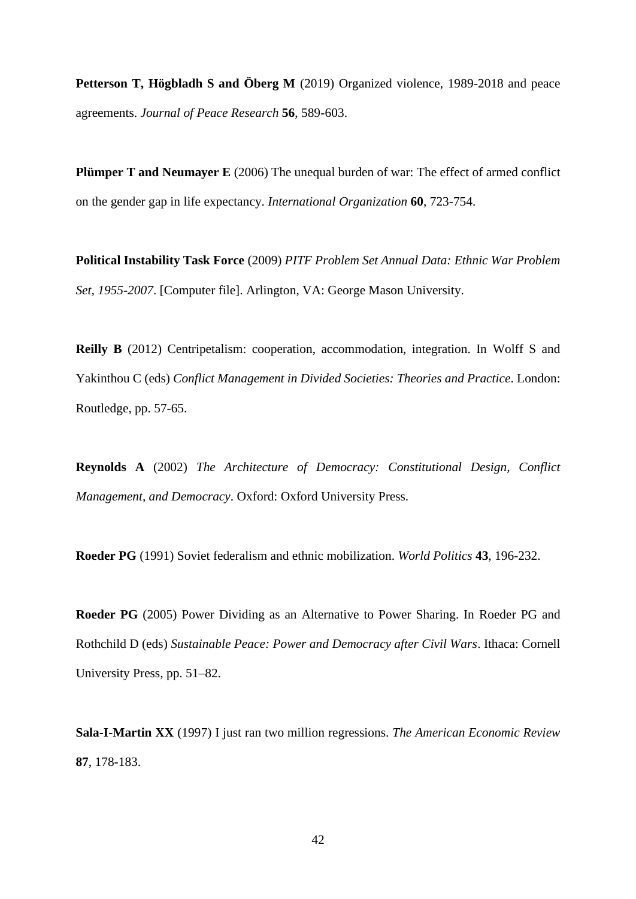**Petterson T, Högbladh S and Öberg M** (2019) Organized violence, 1989-2018 and peace agreements. *Journal of Peace Research* **56**, 589-603.

**Plümper T and Neumayer E** (2006) The unequal burden of war: The effect of armed conflict on the gender gap in life expectancy. *International Organization* **60**, 723-754.

**Political Instability Task Force** (2009) *PITF Problem Set Annual Data: Ethnic War Problem Set, 1955-2007*. [Computer file]. Arlington, VA: George Mason University.

**Reilly B** (2012) Centripetalism: cooperation, accommodation, integration. In Wolff S and Yakinthou C (eds) *Conflict Management in Divided Societies: Theories and Practice*. London: Routledge, pp. 57-65.

**Reynolds A** (2002) *The Architecture of Democracy: Constitutional Design, Conflict Management, and Democracy*. Oxford: Oxford University Press.

**Roeder PG** (1991) Soviet federalism and ethnic mobilization. *World Politics* **43**, 196-232.

**Roeder PG** (2005) Power Dividing as an Alternative to Power Sharing. In Roeder PG and Rothchild D (eds) *Sustainable Peace: Power and Democracy after Civil Wars*. Ithaca: Cornell University Press, pp. 51–82.

**Sala-I-Martin XX** (1997) I just ran two million regressions. *The American Economic Review* **87**, 178-183.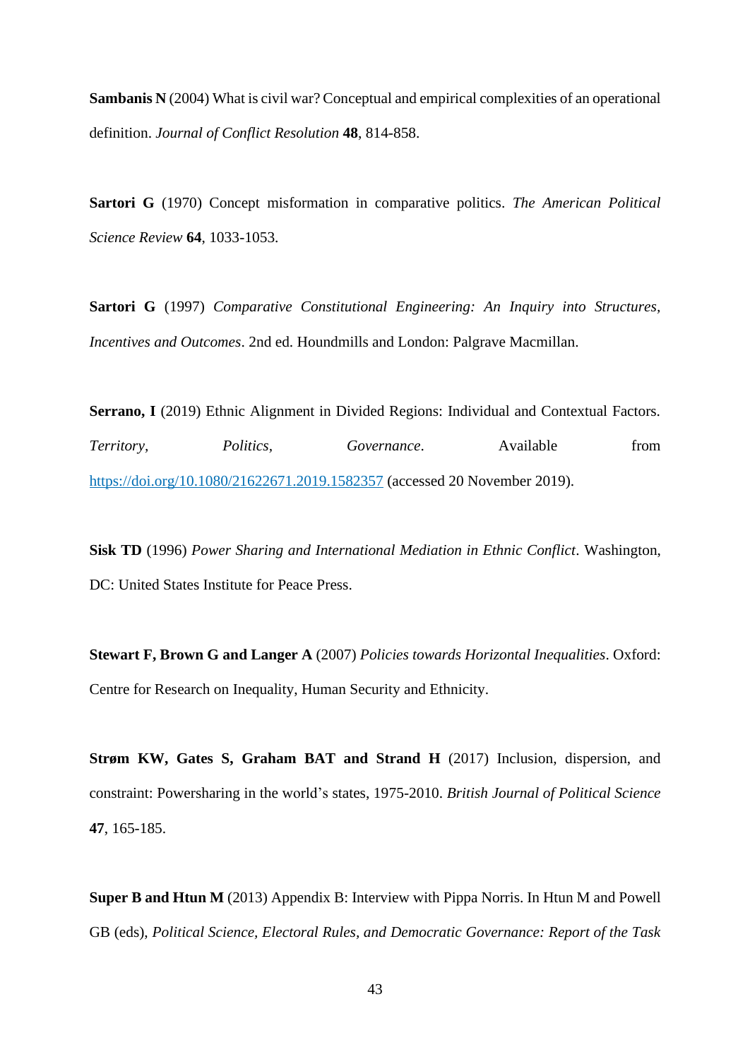**Sambanis N** (2004) What is civil war? Conceptual and empirical complexities of an operational definition. *Journal of Conflict Resolution* **48**, 814-858.

**Sartori G** (1970) Concept misformation in comparative politics. *The American Political Science Review* **64**, 1033-1053.

**Sartori G** (1997) *Comparative Constitutional Engineering: An Inquiry into Structures, Incentives and Outcomes*. 2nd ed. Houndmills and London: Palgrave Macmillan.

**Serrano, I** (2019) Ethnic Alignment in Divided Regions: Individual and Contextual Factors. *Territory, Politics, Governance*. Available from https://doi.org/10.1080/21622671.2019.1582357 (accessed 20 November 2019).

**Sisk TD** (1996) *Power Sharing and International Mediation in Ethnic Conflict*. Washington, DC: United States Institute for Peace Press.

**Stewart F, Brown G and Langer A** (2007) *Policies towards Horizontal Inequalities*. Oxford: Centre for Research on Inequality, Human Security and Ethnicity.

**Strøm KW, Gates S, Graham BAT and Strand H** (2017) Inclusion, dispersion, and constraint: Powersharing in the world's states, 1975-2010. *British Journal of Political Science* **47**, 165-185.

**Super B and Htun M** (2013) Appendix B: Interview with Pippa Norris. In Htun M and Powell GB (eds), *Political Science, Electoral Rules, and Democratic Governance: Report of the Task*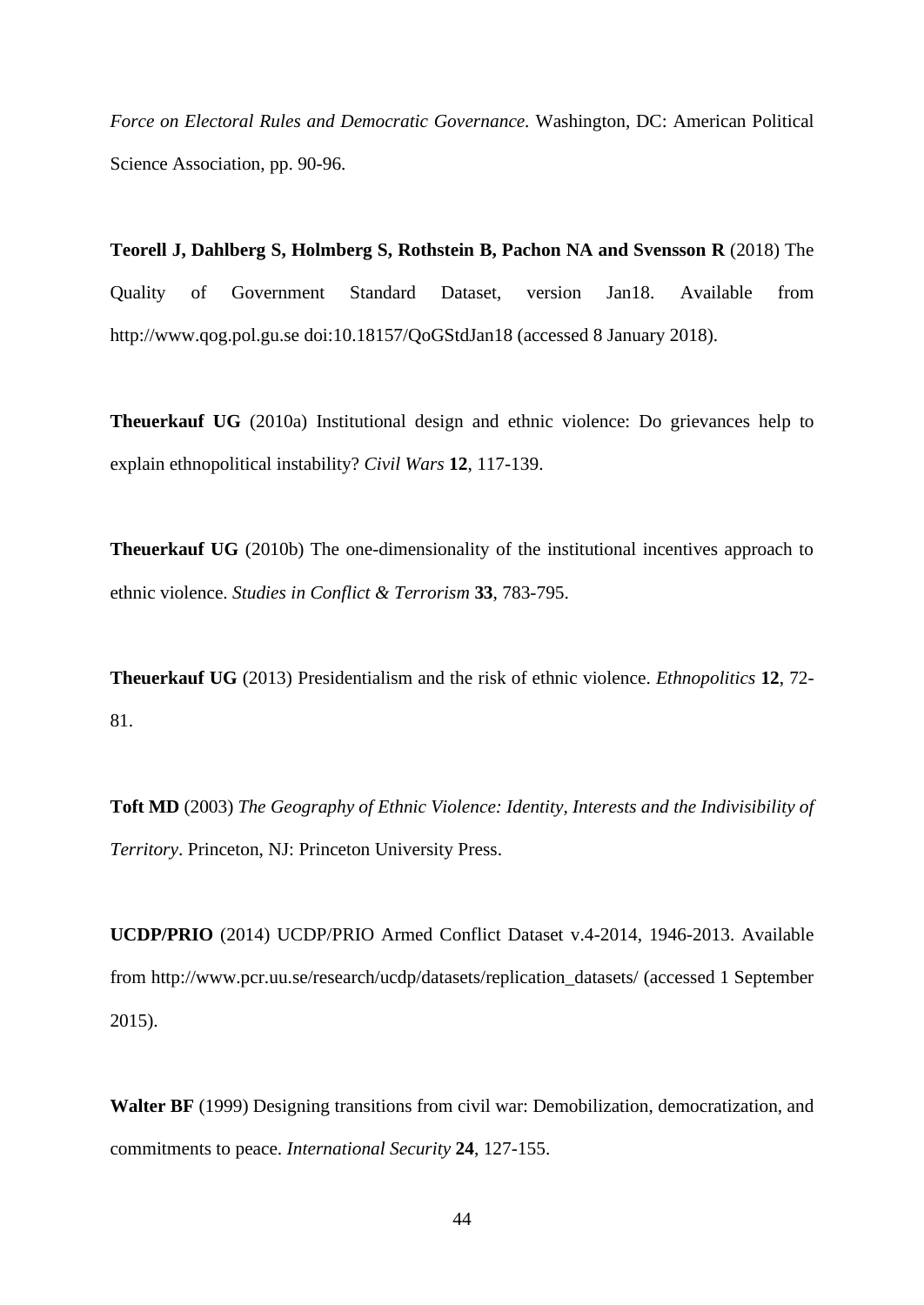*Force on Electoral Rules and Democratic Governance.* Washington, DC: American Political Science Association, pp. 90-96.

**Teorell J, Dahlberg S, Holmberg S, Rothstein B, Pachon NA and Svensson R** (2018) The Quality of Government Standard Dataset, version Jan18. Available from http://www.qog.pol.gu.se doi:10.18157/QoGStdJan18 (accessed 8 January 2018).

**Theuerkauf UG** (2010a) Institutional design and ethnic violence: Do grievances help to explain ethnopolitical instability? *Civil Wars* **12**, 117-139.

**Theuerkauf UG** (2010b) The one-dimensionality of the institutional incentives approach to ethnic violence. *Studies in Conflict & Terrorism* **33**, 783-795.

**Theuerkauf UG** (2013) Presidentialism and the risk of ethnic violence. *Ethnopolitics* **12**, 72-81.

**Toft MD** (2003) *The Geography of Ethnic Violence: Identity, Interests and the Indivisibility of Territory*. Princeton, NJ: Princeton University Press.

**UCDP/PRIO** (2014) UCDP/PRIO Armed Conflict Dataset v.4-2014, 1946-2013. Available from http://www.pcr.uu.se/research/ucdp/datasets/replication_datasets/ (accessed 1 September 2015).

**Walter BF** (1999) Designing transitions from civil war: Demobilization, democratization, and commitments to peace. *International Security* **24**, 127-155.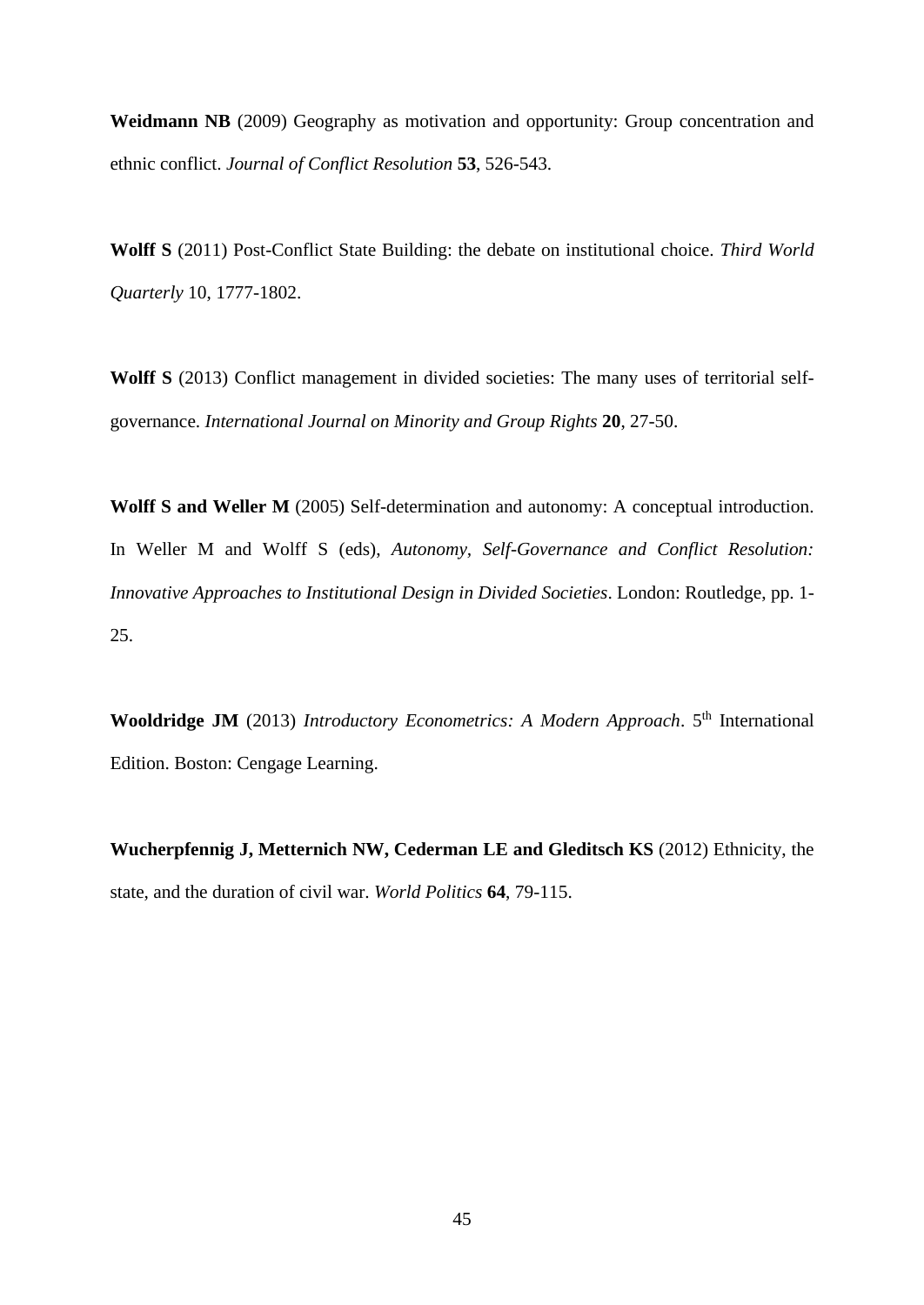**Weidmann NB** (2009) Geography as motivation and opportunity: Group concentration and ethnic conflict. *Journal of Conflict Resolution* **53**, 526-543.

**Wolff S** (2011) Post-Conflict State Building: the debate on institutional choice. *Third World Quarterly* 10, 1777-1802.

**Wolff S** (2013) Conflict management in divided societies: The many uses of territorial self-governance. *International Journal on Minority and Group Rights* **20**, 27-50.

**Wolff S and Weller M** (2005) Self-determination and autonomy: A conceptual introduction. In Weller M and Wolff S (eds), *Autonomy, Self-Governance and Conflict Resolution: Innovative Approaches to Institutional Design in Divided Societies*. London: Routledge, pp. 1-25.

**Wooldridge JM** (2013) *Introductory Econometrics: A Modern Approach*. 5th International Edition. Boston: Cengage Learning.

**Wucherpfennig J, Metternich NW, Cederman LE and Gleditsch KS** (2012) Ethnicity, the state, and the duration of civil war. *World Politics* **64**, 79-115.